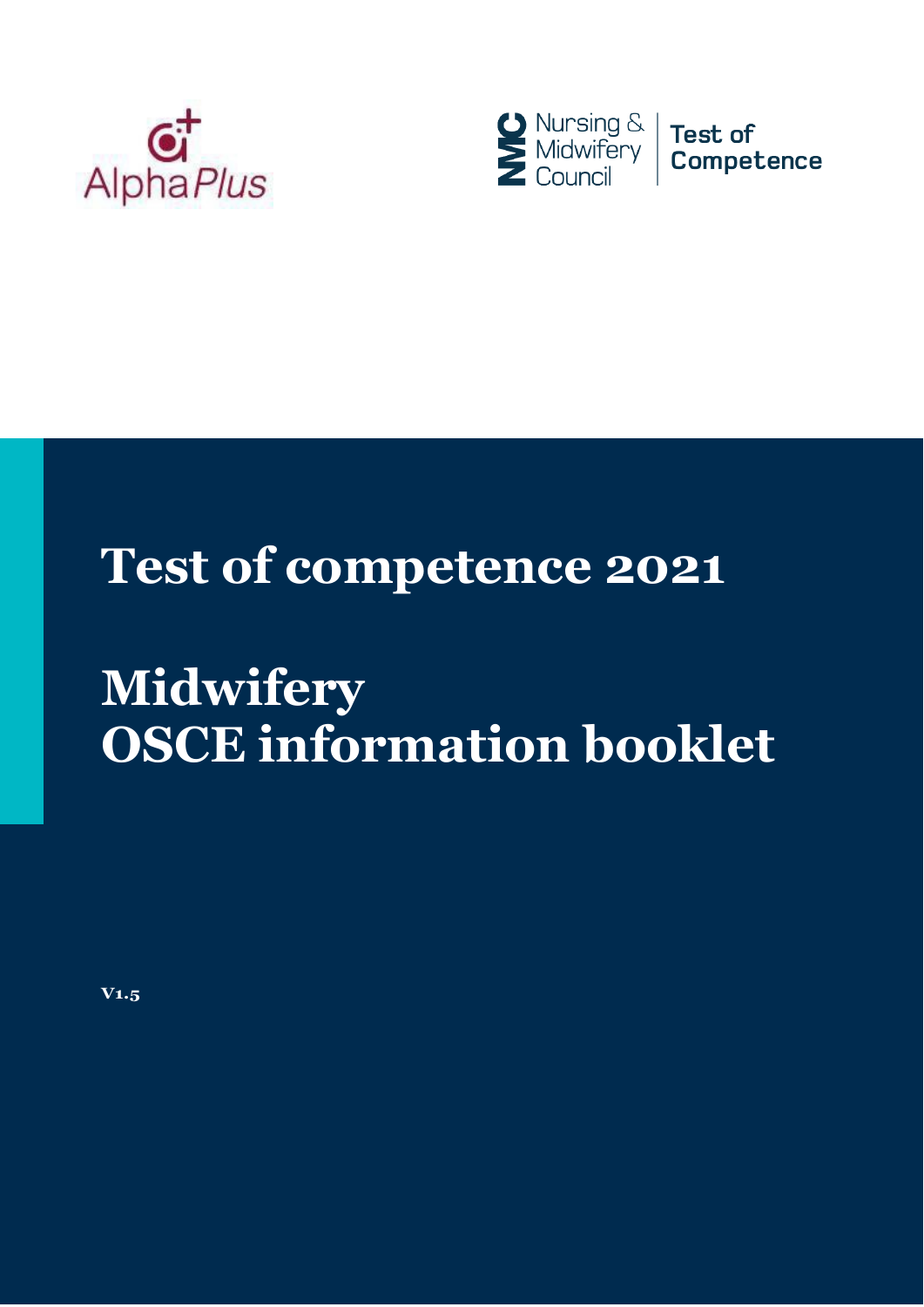AlphaPlus

Nursing & Midwifery Council | Test of Competence

# Test of competence 2021

# Midwifery OSCE information booklet

V1.5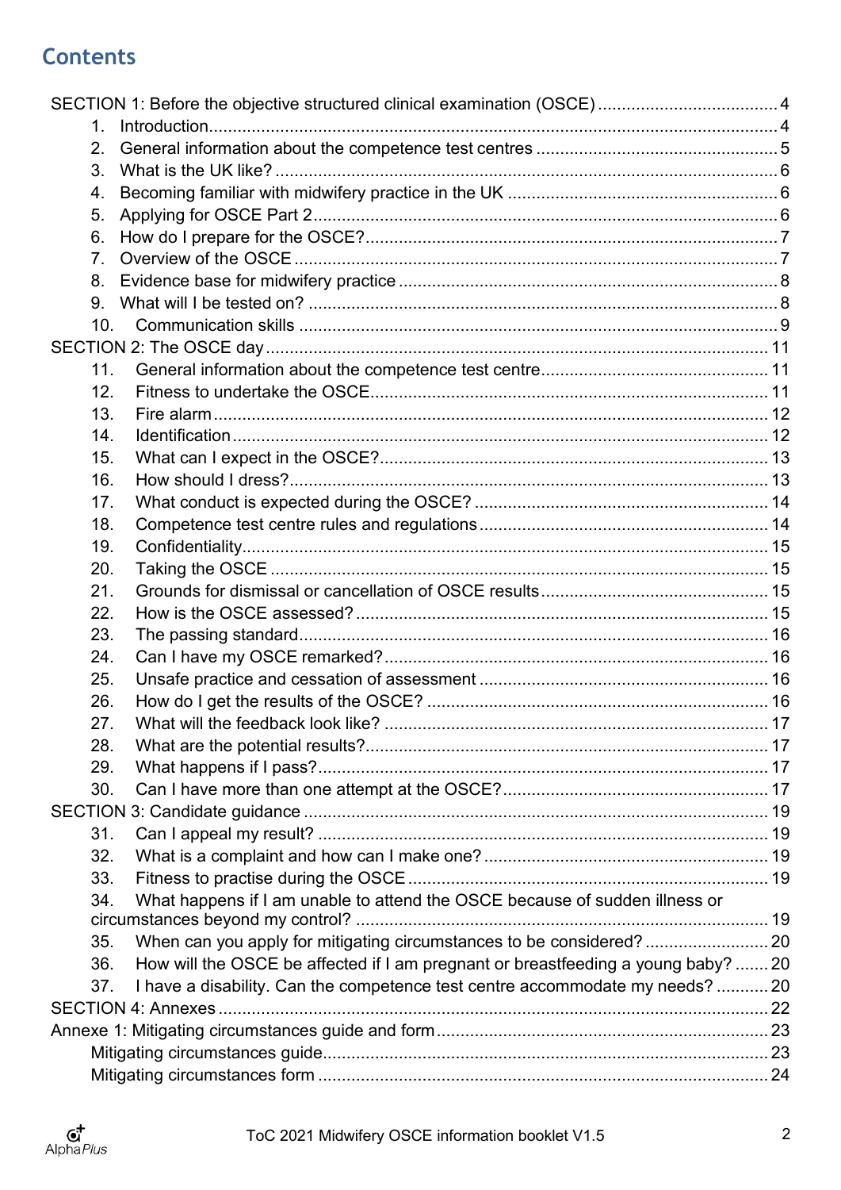# Contents

SECTION 1: Before the objective structured clinical examination (OSCE) ..... 4

1. Introduction ..... 4
2. General information about the competence test centres ..... 5
3. What is the UK like? ..... 6
4. Becoming familiar with midwifery practice in the UK ..... 6
5. Applying for OSCE Part 2 ..... 6
6. How do I prepare for the OSCE? ..... 7
7. Overview of the OSCE ..... 7
8. Evidence base for midwifery practice ..... 8
9. What will I be tested on? ..... 8
10. Communication skills ..... 9

SECTION 2: The OSCE day ..... 11

11. General information about the competence test centre ..... 11
12. Fitness to undertake the OSCE ..... 11
13. Fire alarm ..... 12
14. Identification ..... 12
15. What can I expect in the OSCE? ..... 13
16. How should I dress? ..... 13
17. What conduct is expected during the OSCE? ..... 14
18. Competence test centre rules and regulations ..... 14
19. Confidentiality ..... 15
20. Taking the OSCE ..... 15
21. Grounds for dismissal or cancellation of OSCE results ..... 15
22. How is the OSCE assessed? ..... 15
23. The passing standard ..... 16
24. Can I have my OSCE remarked? ..... 16
25. Unsafe practice and cessation of assessment ..... 16
26. How do I get the results of the OSCE? ..... 16
27. What will the feedback look like? ..... 17
28. What are the potential results? ..... 17
29. What happens if I pass? ..... 17
30. Can I have more than one attempt at the OSCE? ..... 17

SECTION 3: Candidate guidance ..... 19

31. Can I appeal my result? ..... 19
32. What is a complaint and how can I make one? ..... 19
33. Fitness to practise during the OSCE ..... 19
34. What happens if I am unable to attend the OSCE because of sudden illness or circumstances beyond my control? ..... 19
35. When can you apply for mitigating circumstances to be considered? ..... 20
36. How will the OSCE be affected if I am pregnant or breastfeeding a young baby? ..... 20
37. I have a disability. Can the competence test centre accommodate my needs? ..... 20

SECTION 4: Annexes ..... 22

Annexe 1: Mitigating circumstances guide and form ..... 23

- Mitigating circumstances guide ..... 23
- Mitigating circumstances form ..... 24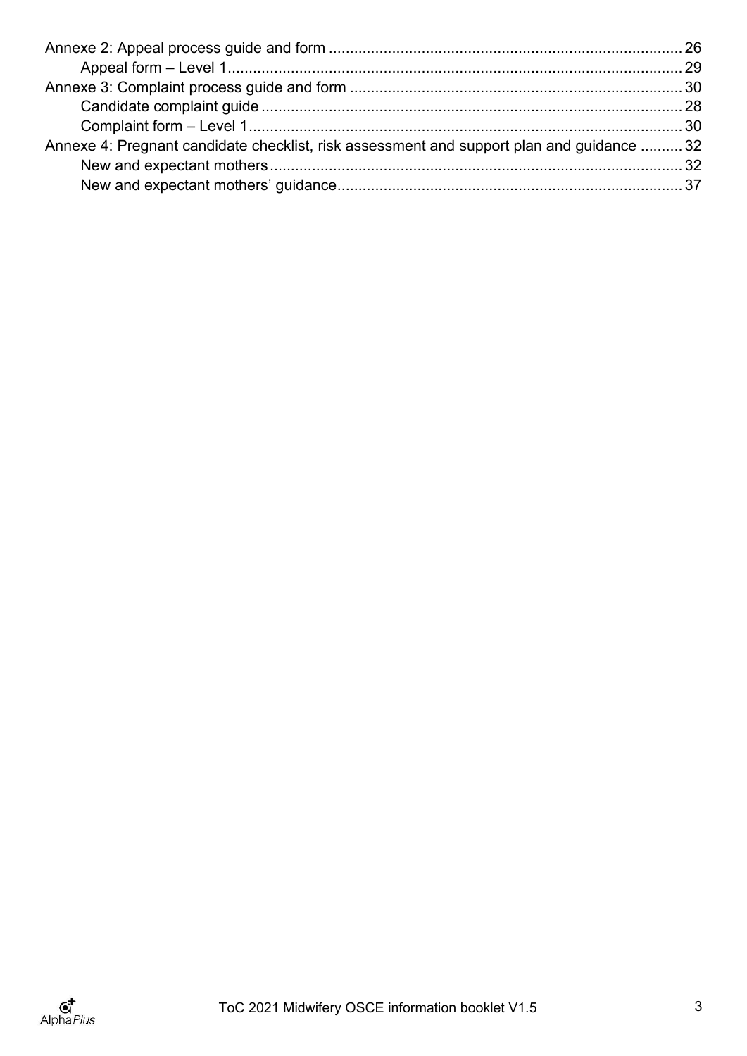Annexe 2: Appeal process guide and form ........................................................................ 26
  Appeal form – Level 1 .................................................................................................. 29
Annexe 3: Complaint process guide and form ................................................................... 30
  Candidate complaint guide ............................................................................................ 28
  Complaint form – Level 1 ............................................................................................... 30
Annexe 4: Pregnant candidate checklist, risk assessment and support plan and guidance .......... 32
  New and expectant mothers ........................................................................................... 32
  New and expectant mothers' guidance ........................................................................... 37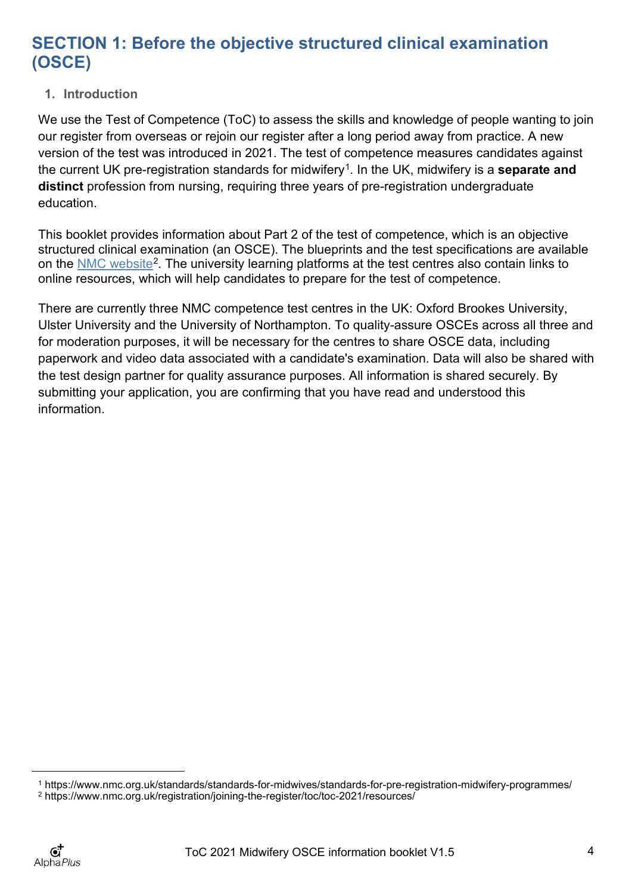# SECTION 1: Before the objective structured clinical examination (OSCE)

## 1. Introduction

We use the Test of Competence (ToC) to assess the skills and knowledge of people wanting to join our register from overseas or rejoin our register after a long period away from practice. A new version of the test was introduced in 2021. The test of competence measures candidates against the current UK pre-registration standards for midwifery[1]. In the UK, midwifery is a **separate and distinct** profession from nursing, requiring three years of pre-registration undergraduate education.

This booklet provides information about Part 2 of the test of competence, which is an objective structured clinical examination (an OSCE). The blueprints and the test specifications are available on the NMC website[2]. The university learning platforms at the test centres also contain links to online resources, which will help candidates to prepare for the test of competence.

There are currently three NMC competence test centres in the UK: Oxford Brookes University, Ulster University and the University of Northampton. To quality-assure OSCEs across all three and for moderation purposes, it will be necessary for the centres to share OSCE data, including paperwork and video data associated with a candidate's examination. Data will also be shared with the test design partner for quality assurance purposes. All information is shared securely. By submitting your application, you are confirming that you have read and understood this information.

---

[1] https://www.nmc.org.uk/standards/standards-for-midwives/standards-for-pre-registration-midwifery-programmes/

[2] https://www.nmc.org.uk/registration/joining-the-register/toc/toc-2021/resources/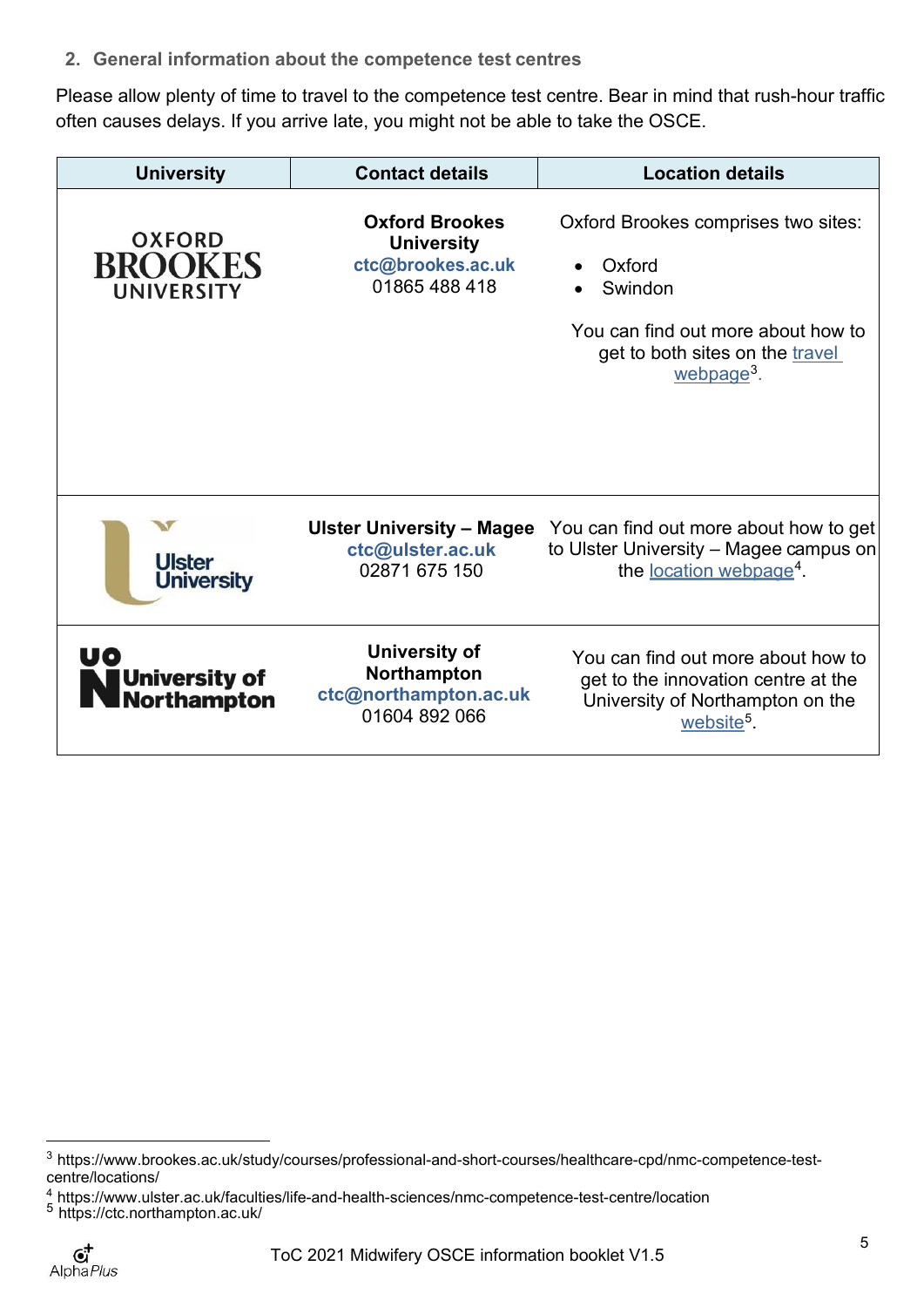## 2. General information about the competence test centres

Please allow plenty of time to travel to the competence test centre. Bear in mind that rush-hour traffic often causes delays. If you arrive late, you might not be able to take the OSCE.

| University | Contact details | Location details |
|---|---|---|
| Oxford Brookes University | **Oxford Brookes University**<br>**ctc@brookes.ac.uk**<br>01865 488 418 | Oxford Brookes comprises two sites:<br>• Oxford<br>• Swindon<br>You can find out more about how to get to both sites on the travel webpage[3]. |
| Ulster University | **Ulster University – Magee**<br>**ctc@ulster.ac.uk**<br>02871 675 150 | You can find out more about how to get to Ulster University – Magee campus on the location webpage[4]. |
| University of Northampton | **University of Northampton**<br>**ctc@northampton.ac.uk**<br>01604 892 066 | You can find out more about how to get to the innovation centre at the University of Northampton on the website[5]. |

---

[3] https://www.brookes.ac.uk/study/courses/professional-and-short-courses/healthcare-cpd/nmc-competence-test-centre/locations/

[4] https://www.ulster.ac.uk/faculties/life-and-health-sciences/nmc-competence-test-centre/location

[5] https://ctc.northampton.ac.uk/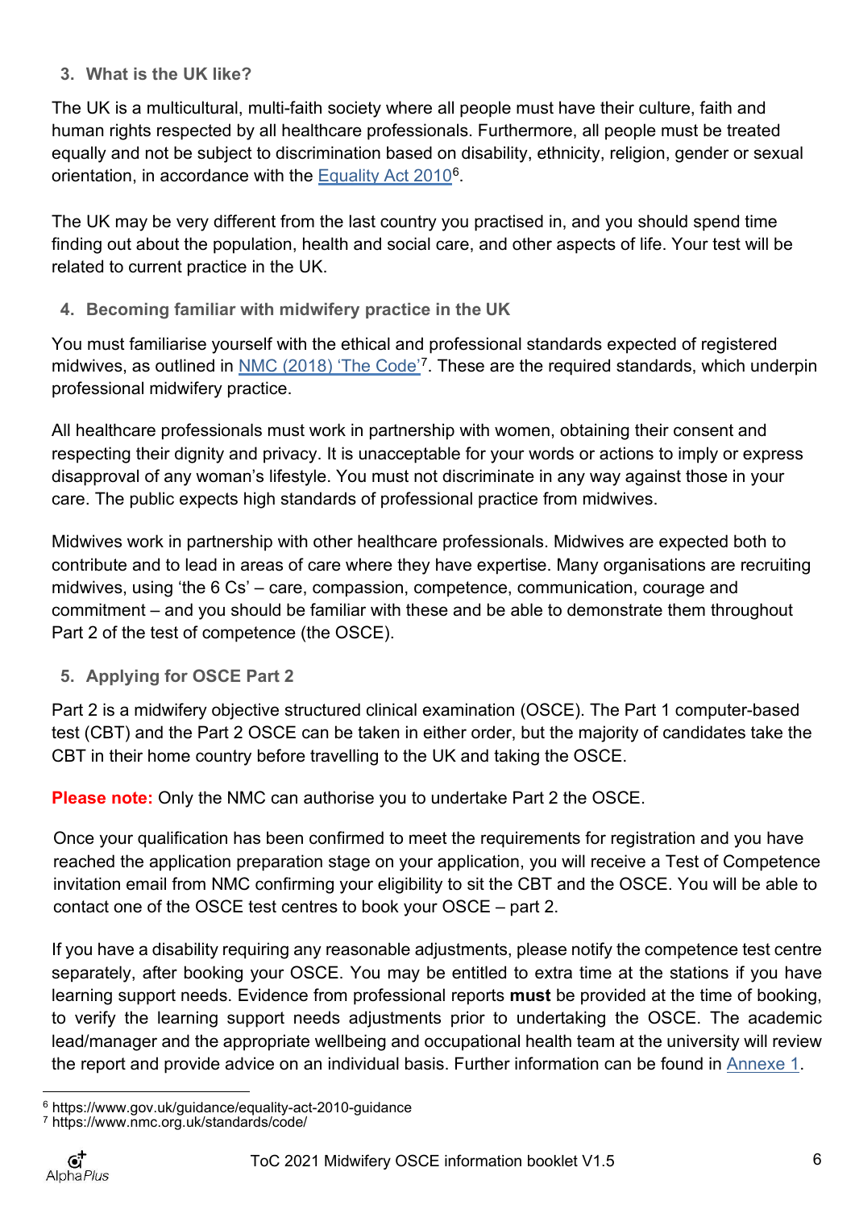## 3. What is the UK like?

The UK is a multicultural, multi-faith society where all people must have their culture, faith and human rights respected by all healthcare professionals. Furthermore, all people must be treated equally and not be subject to discrimination based on disability, ethnicity, religion, gender or sexual orientation, in accordance with the Equality Act 2010[6].

The UK may be very different from the last country you practised in, and you should spend time finding out about the population, health and social care, and other aspects of life. Your test will be related to current practice in the UK.

## 4. Becoming familiar with midwifery practice in the UK

You must familiarise yourself with the ethical and professional standards expected of registered midwives, as outlined in NMC (2018) 'The Code'[7]. These are the required standards, which underpin professional midwifery practice.

All healthcare professionals must work in partnership with women, obtaining their consent and respecting their dignity and privacy. It is unacceptable for your words or actions to imply or express disapproval of any woman's lifestyle. You must not discriminate in any way against those in your care. The public expects high standards of professional practice from midwives.

Midwives work in partnership with other healthcare professionals. Midwives are expected both to contribute and to lead in areas of care where they have expertise. Many organisations are recruiting midwives, using 'the 6 Cs' – care, compassion, competence, communication, courage and commitment – and you should be familiar with these and be able to demonstrate them throughout Part 2 of the test of competence (the OSCE).

## 5. Applying for OSCE Part 2

Part 2 is a midwifery objective structured clinical examination (OSCE). The Part 1 computer-based test (CBT) and the Part 2 OSCE can be taken in either order, but the majority of candidates take the CBT in their home country before travelling to the UK and taking the OSCE.

**Please note:** Only the NMC can authorise you to undertake Part 2 the OSCE.

Once your qualification has been confirmed to meet the requirements for registration and you have reached the application preparation stage on your application, you will receive a Test of Competence invitation email from NMC confirming your eligibility to sit the CBT and the OSCE. You will be able to contact one of the OSCE test centres to book your OSCE – part 2.

If you have a disability requiring any reasonable adjustments, please notify the competence test centre separately, after booking your OSCE. You may be entitled to extra time at the stations if you have learning support needs. Evidence from professional reports **must** be provided at the time of booking, to verify the learning support needs adjustments prior to undertaking the OSCE. The academic lead/manager and the appropriate wellbeing and occupational health team at the university will review the report and provide advice on an individual basis. Further information can be found in Annexe 1.

---

[6] https://www.gov.uk/guidance/equality-act-2010-guidance
[7] https://www.nmc.org.uk/standards/code/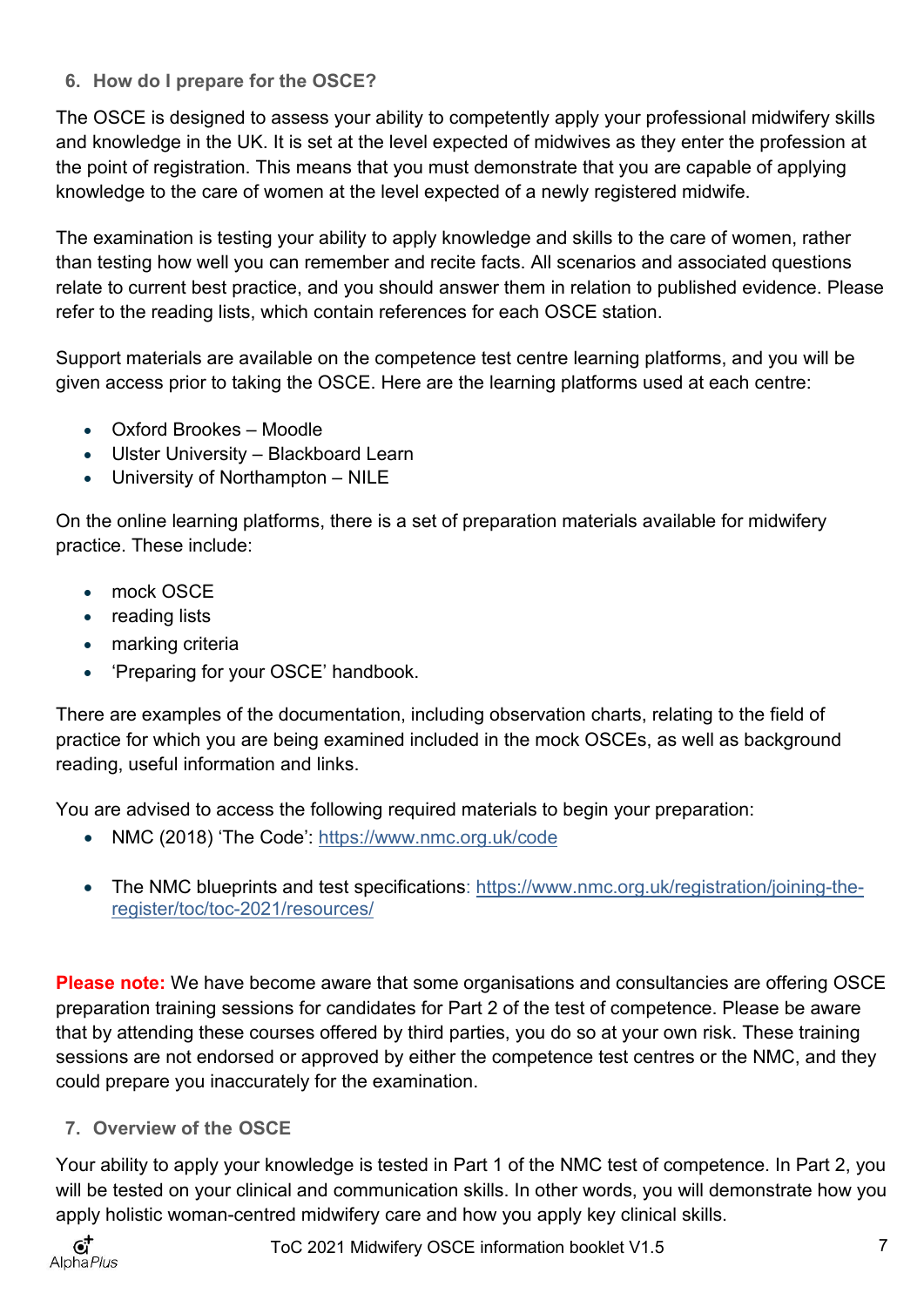## 6. How do I prepare for the OSCE?

The OSCE is designed to assess your ability to competently apply your professional midwifery skills and knowledge in the UK. It is set at the level expected of midwives as they enter the profession at the point of registration. This means that you must demonstrate that you are capable of applying knowledge to the care of women at the level expected of a newly registered midwife.

The examination is testing your ability to apply knowledge and skills to the care of women, rather than testing how well you can remember and recite facts. All scenarios and associated questions relate to current best practice, and you should answer them in relation to published evidence. Please refer to the reading lists, which contain references for each OSCE station.

Support materials are available on the competence test centre learning platforms, and you will be given access prior to taking the OSCE. Here are the learning platforms used at each centre:

- Oxford Brookes – Moodle
- Ulster University – Blackboard Learn
- University of Northampton – NILE

On the online learning platforms, there is a set of preparation materials available for midwifery practice. These include:

- mock OSCE
- reading lists
- marking criteria
- 'Preparing for your OSCE' handbook.

There are examples of the documentation, including observation charts, relating to the field of practice for which you are being examined included in the mock OSCEs, as well as background reading, useful information and links.

You are advised to access the following required materials to begin your preparation:

- NMC (2018) 'The Code': https://www.nmc.org.uk/code
- The NMC blueprints and test specifications: https://www.nmc.org.uk/registration/joining-the-register/toc/toc-2021/resources/

**Please note:** We have become aware that some organisations and consultancies are offering OSCE preparation training sessions for candidates for Part 2 of the test of competence. Please be aware that by attending these courses offered by third parties, you do so at your own risk. These training sessions are not endorsed or approved by either the competence test centres or the NMC, and they could prepare you inaccurately for the examination.

## 7. Overview of the OSCE

Your ability to apply your knowledge is tested in Part 1 of the NMC test of competence. In Part 2, you will be tested on your clinical and communication skills. In other words, you will demonstrate how you apply holistic woman-centred midwifery care and how you apply key clinical skills.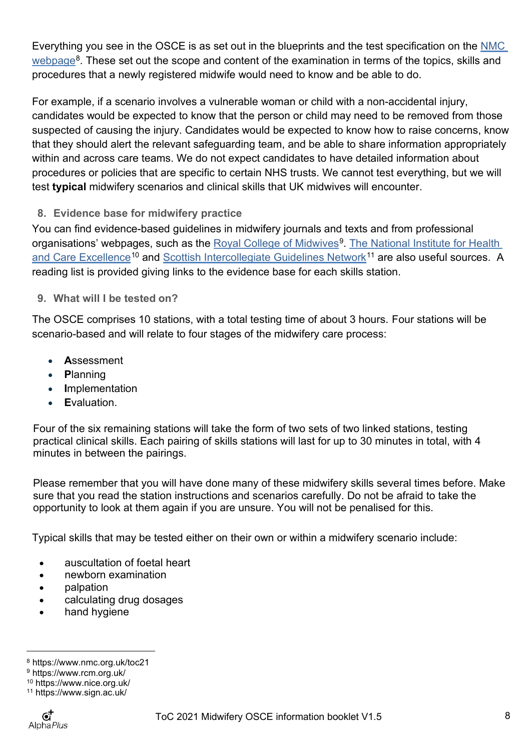Everything you see in the OSCE is as set out in the blueprints and the test specification on the NMC webpage[8]. These set out the scope and content of the examination in terms of the topics, skills and procedures that a newly registered midwife would need to know and be able to do.

For example, if a scenario involves a vulnerable woman or child with a non-accidental injury, candidates would be expected to know that the person or child may need to be removed from those suspected of causing the injury. Candidates would be expected to know how to raise concerns, know that they should alert the relevant safeguarding team, and be able to share information appropriately within and across care teams. We do not expect candidates to have detailed information about procedures or policies that are specific to certain NHS trusts. We cannot test everything, but we will test **typical** midwifery scenarios and clinical skills that UK midwives will encounter.

## 8. Evidence base for midwifery practice

You can find evidence-based guidelines in midwifery journals and texts and from professional organisations' webpages, such as the Royal College of Midwives[9]. The National Institute for Health and Care Excellence[10] and Scottish Intercollegiate Guidelines Network[11] are also useful sources. A reading list is provided giving links to the evidence base for each skills station.

## 9. What will I be tested on?

The OSCE comprises 10 stations, with a total testing time of about 3 hours. Four stations will be scenario-based and will relate to four stages of the midwifery care process:

- **A**ssessment
- **P**lanning
- **I**mplementation
- **E**valuation.

Four of the six remaining stations will take the form of two sets of two linked stations, testing practical clinical skills. Each pairing of skills stations will last for up to 30 minutes in total, with 4 minutes in between the pairings.

Please remember that you will have done many of these midwifery skills several times before. Make sure that you read the station instructions and scenarios carefully. Do not be afraid to take the opportunity to look at them again if you are unsure. You will not be penalised for this.

Typical skills that may be tested either on their own or within a midwifery scenario include:

- auscultation of foetal heart
- newborn examination
- palpation
- calculating drug dosages
- hand hygiene

---

[8] https://www.nmc.org.uk/toc21
[9] https://www.rcm.org.uk/
[10] https://www.nice.org.uk/
[11] https://www.sign.ac.uk/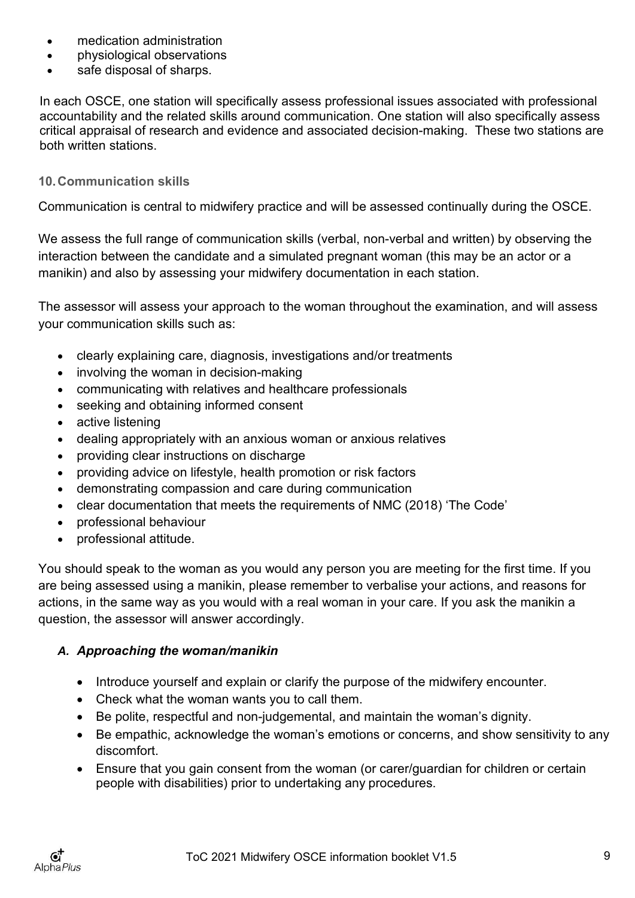- medication administration
- physiological observations
- safe disposal of sharps.

In each OSCE, one station will specifically assess professional issues associated with professional accountability and the related skills around communication. One station will also specifically assess critical appraisal of research and evidence and associated decision-making. These two stations are both written stations.

## 10. Communication skills

Communication is central to midwifery practice and will be assessed continually during the OSCE.

We assess the full range of communication skills (verbal, non-verbal and written) by observing the interaction between the candidate and a simulated pregnant woman (this may be an actor or a manikin) and also by assessing your midwifery documentation in each station.

The assessor will assess your approach to the woman throughout the examination, and will assess your communication skills such as:

- clearly explaining care, diagnosis, investigations and/or treatments
- involving the woman in decision-making
- communicating with relatives and healthcare professionals
- seeking and obtaining informed consent
- active listening
- dealing appropriately with an anxious woman or anxious relatives
- providing clear instructions on discharge
- providing advice on lifestyle, health promotion or risk factors
- demonstrating compassion and care during communication
- clear documentation that meets the requirements of NMC (2018) 'The Code'
- professional behaviour
- professional attitude.

You should speak to the woman as you would any person you are meeting for the first time. If you are being assessed using a manikin, please remember to verbalise your actions, and reasons for actions, in the same way as you would with a real woman in your care. If you ask the manikin a question, the assessor will answer accordingly.

### *A. Approaching the woman/manikin*

- Introduce yourself and explain or clarify the purpose of the midwifery encounter.
- Check what the woman wants you to call them.
- Be polite, respectful and non-judgemental, and maintain the woman's dignity.
- Be empathic, acknowledge the woman's emotions or concerns, and show sensitivity to any discomfort.
- Ensure that you gain consent from the woman (or carer/guardian for children or certain people with disabilities) prior to undertaking any procedures.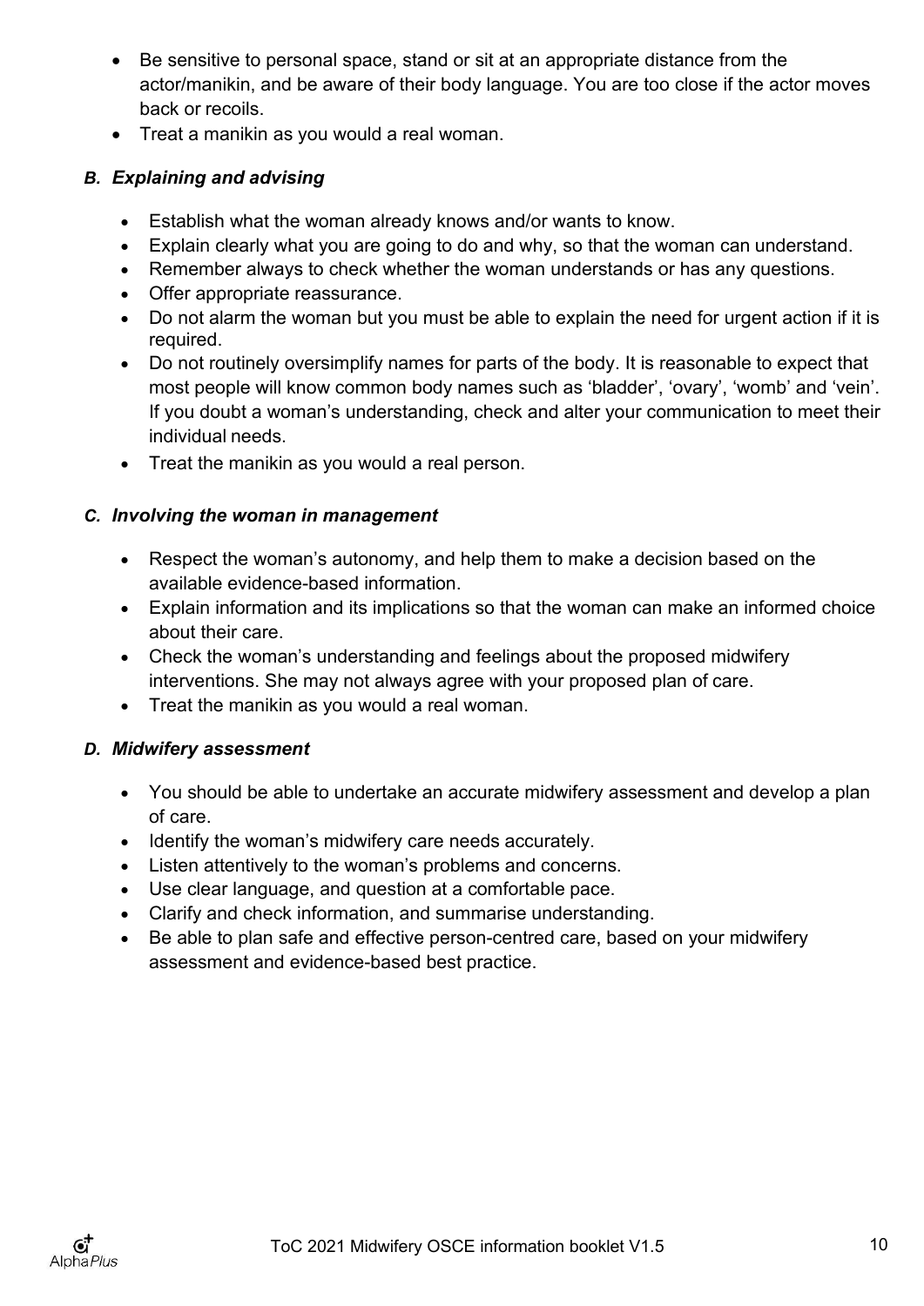- Be sensitive to personal space, stand or sit at an appropriate distance from the actor/manikin, and be aware of their body language. You are too close if the actor moves back or recoils.
- Treat a manikin as you would a real woman.

### *B. Explaining and advising*

- Establish what the woman already knows and/or wants to know.
- Explain clearly what you are going to do and why, so that the woman can understand.
- Remember always to check whether the woman understands or has any questions.
- Offer appropriate reassurance.
- Do not alarm the woman but you must be able to explain the need for urgent action if it is required.
- Do not routinely oversimplify names for parts of the body. It is reasonable to expect that most people will know common body names such as 'bladder', 'ovary', 'womb' and 'vein'. If you doubt a woman's understanding, check and alter your communication to meet their individual needs.
- Treat the manikin as you would a real person.

### *C. Involving the woman in management*

- Respect the woman's autonomy, and help them to make a decision based on the available evidence-based information.
- Explain information and its implications so that the woman can make an informed choice about their care.
- Check the woman's understanding and feelings about the proposed midwifery interventions. She may not always agree with your proposed plan of care.
- Treat the manikin as you would a real woman.

### *D. Midwifery assessment*

- You should be able to undertake an accurate midwifery assessment and develop a plan of care.
- Identify the woman's midwifery care needs accurately.
- Listen attentively to the woman's problems and concerns.
- Use clear language, and question at a comfortable pace.
- Clarify and check information, and summarise understanding.
- Be able to plan safe and effective person-centred care, based on your midwifery assessment and evidence-based best practice.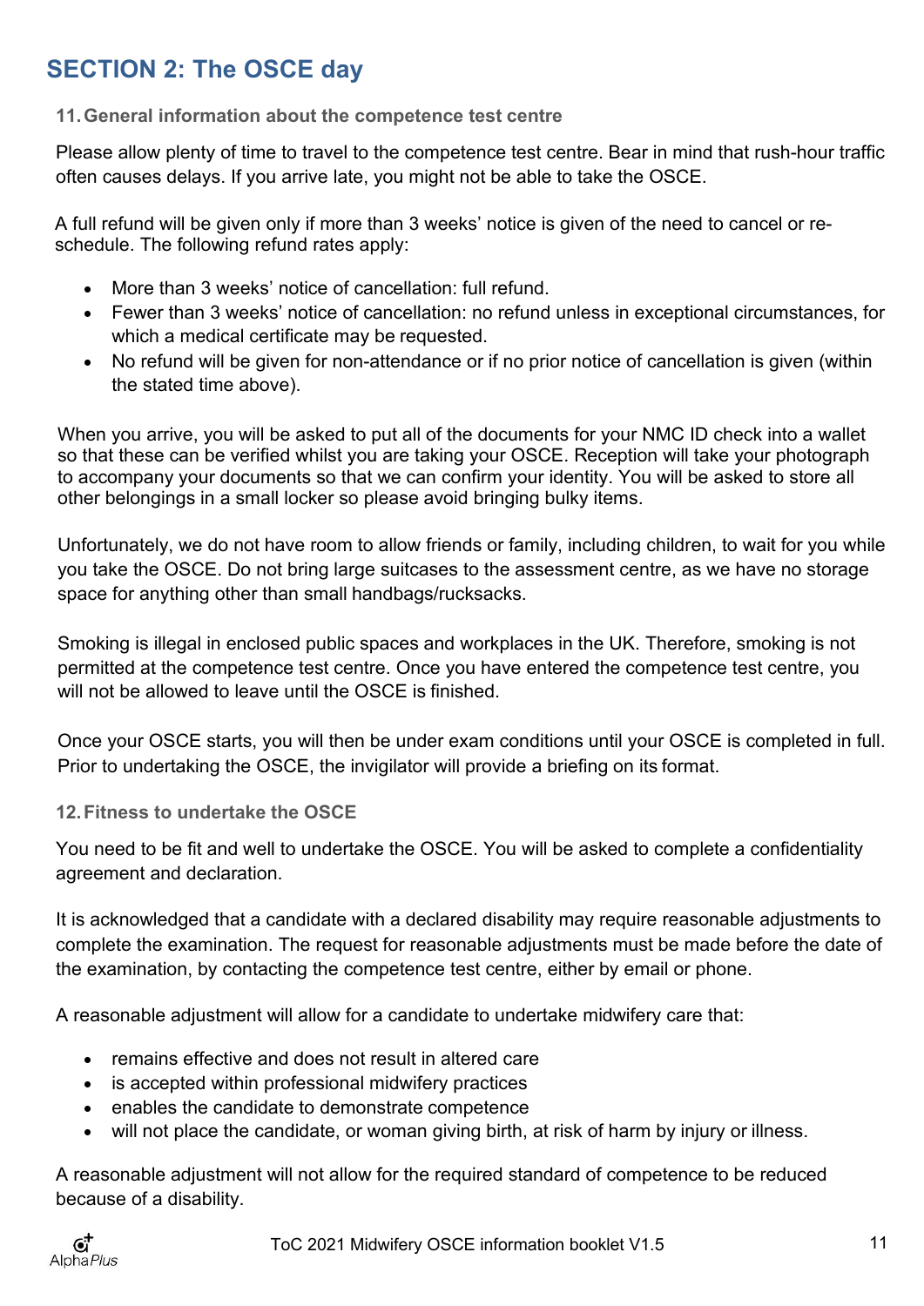## SECTION 2: The OSCE day

### 11. General information about the competence test centre

Please allow plenty of time to travel to the competence test centre. Bear in mind that rush-hour traffic often causes delays. If you arrive late, you might not be able to take the OSCE.

A full refund will be given only if more than 3 weeks' notice is given of the need to cancel or re-schedule. The following refund rates apply:

- More than 3 weeks' notice of cancellation: full refund.
- Fewer than 3 weeks' notice of cancellation: no refund unless in exceptional circumstances, for which a medical certificate may be requested.
- No refund will be given for non-attendance or if no prior notice of cancellation is given (within the stated time above).

When you arrive, you will be asked to put all of the documents for your NMC ID check into a wallet so that these can be verified whilst you are taking your OSCE. Reception will take your photograph to accompany your documents so that we can confirm your identity. You will be asked to store all other belongings in a small locker so please avoid bringing bulky items.

Unfortunately, we do not have room to allow friends or family, including children, to wait for you while you take the OSCE. Do not bring large suitcases to the assessment centre, as we have no storage space for anything other than small handbags/rucksacks.

Smoking is illegal in enclosed public spaces and workplaces in the UK. Therefore, smoking is not permitted at the competence test centre. Once you have entered the competence test centre, you will not be allowed to leave until the OSCE is finished.

Once your OSCE starts, you will then be under exam conditions until your OSCE is completed in full. Prior to undertaking the OSCE, the invigilator will provide a briefing on its format.

### 12. Fitness to undertake the OSCE

You need to be fit and well to undertake the OSCE. You will be asked to complete a confidentiality agreement and declaration.

It is acknowledged that a candidate with a declared disability may require reasonable adjustments to complete the examination. The request for reasonable adjustments must be made before the date of the examination, by contacting the competence test centre, either by email or phone.

A reasonable adjustment will allow for a candidate to undertake midwifery care that:

- remains effective and does not result in altered care
- is accepted within professional midwifery practices
- enables the candidate to demonstrate competence
- will not place the candidate, or woman giving birth, at risk of harm by injury or illness.

A reasonable adjustment will not allow for the required standard of competence to be reduced because of a disability.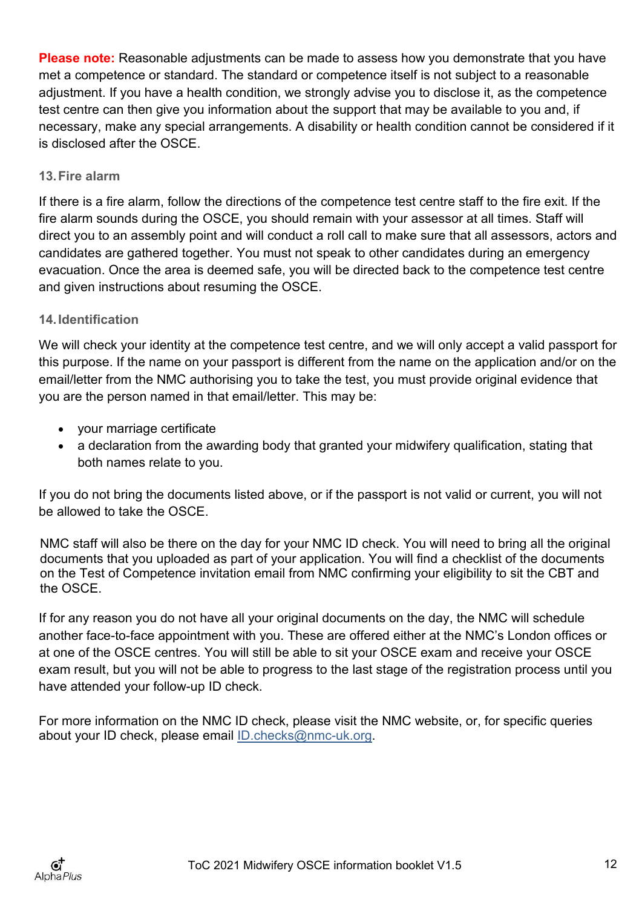**Please note:** Reasonable adjustments can be made to assess how you demonstrate that you have met a competence or standard. The standard or competence itself is not subject to a reasonable adjustment. If you have a health condition, we strongly advise you to disclose it, as the competence test centre can then give you information about the support that may be available to you and, if necessary, make any special arrangements. A disability or health condition cannot be considered if it is disclosed after the OSCE.

### 13. Fire alarm

If there is a fire alarm, follow the directions of the competence test centre staff to the fire exit. If the fire alarm sounds during the OSCE, you should remain with your assessor at all times. Staff will direct you to an assembly point and will conduct a roll call to make sure that all assessors, actors and candidates are gathered together. You must not speak to other candidates during an emergency evacuation. Once the area is deemed safe, you will be directed back to the competence test centre and given instructions about resuming the OSCE.

### 14. Identification

We will check your identity at the competence test centre, and we will only accept a valid passport for this purpose. If the name on your passport is different from the name on the application and/or on the email/letter from the NMC authorising you to take the test, you must provide original evidence that you are the person named in that email/letter. This may be:

- your marriage certificate
- a declaration from the awarding body that granted your midwifery qualification, stating that both names relate to you.

If you do not bring the documents listed above, or if the passport is not valid or current, you will not be allowed to take the OSCE.

NMC staff will also be there on the day for your NMC ID check. You will need to bring all the original documents that you uploaded as part of your application. You will find a checklist of the documents on the Test of Competence invitation email from NMC confirming your eligibility to sit the CBT and the OSCE.

If for any reason you do not have all your original documents on the day, the NMC will schedule another face-to-face appointment with you. These are offered either at the NMC's London offices or at one of the OSCE centres. You will still be able to sit your OSCE exam and receive your OSCE exam result, but you will not be able to progress to the last stage of the registration process until you have attended your follow-up ID check.

For more information on the NMC ID check, please visit the NMC website, or, for specific queries about your ID check, please email ID.checks@nmc-uk.org.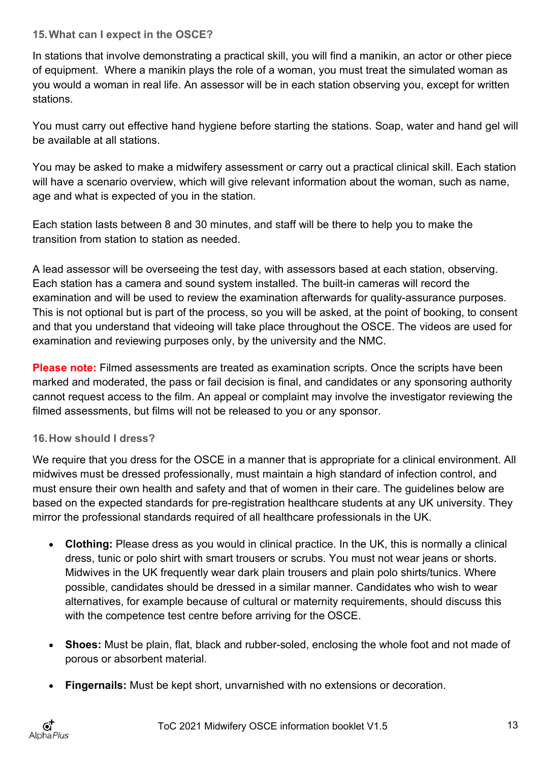### 15. What can I expect in the OSCE?

In stations that involve demonstrating a practical skill, you will find a manikin, an actor or other piece of equipment. Where a manikin plays the role of a woman, you must treat the simulated woman as you would a woman in real life. An assessor will be in each station observing you, except for written stations.

You must carry out effective hand hygiene before starting the stations. Soap, water and hand gel will be available at all stations.

You may be asked to make a midwifery assessment or carry out a practical clinical skill. Each station will have a scenario overview, which will give relevant information about the woman, such as name, age and what is expected of you in the station.

Each station lasts between 8 and 30 minutes, and staff will be there to help you to make the transition from station to station as needed.

A lead assessor will be overseeing the test day, with assessors based at each station, observing. Each station has a camera and sound system installed. The built-in cameras will record the examination and will be used to review the examination afterwards for quality-assurance purposes. This is not optional but is part of the process, so you will be asked, at the point of booking, to consent and that you understand that videoing will take place throughout the OSCE. The videos are used for examination and reviewing purposes only, by the university and the NMC.

**Please note:** Filmed assessments are treated as examination scripts. Once the scripts have been marked and moderated, the pass or fail decision is final, and candidates or any sponsoring authority cannot request access to the film. An appeal or complaint may involve the investigator reviewing the filmed assessments, but films will not be released to you or any sponsor.

### 16. How should I dress?

We require that you dress for the OSCE in a manner that is appropriate for a clinical environment. All midwives must be dressed professionally, must maintain a high standard of infection control, and must ensure their own health and safety and that of women in their care. The guidelines below are based on the expected standards for pre-registration healthcare students at any UK university. They mirror the professional standards required of all healthcare professionals in the UK.

- **Clothing:** Please dress as you would in clinical practice. In the UK, this is normally a clinical dress, tunic or polo shirt with smart trousers or scrubs. You must not wear jeans or shorts. Midwives in the UK frequently wear dark plain trousers and plain polo shirts/tunics. Where possible, candidates should be dressed in a similar manner. Candidates who wish to wear alternatives, for example because of cultural or maternity requirements, should discuss this with the competence test centre before arriving for the OSCE.

- **Shoes:** Must be plain, flat, black and rubber-soled, enclosing the whole foot and not made of porous or absorbent material.

- **Fingernails:** Must be kept short, unvarnished with no extensions or decoration.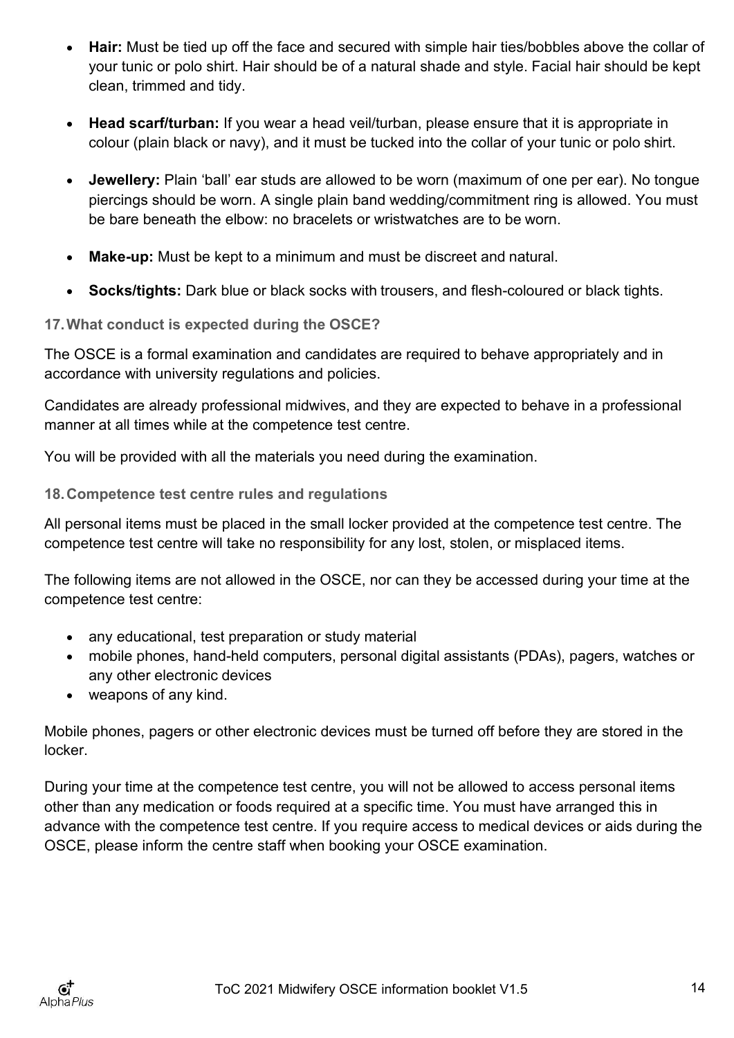- **Hair:** Must be tied up off the face and secured with simple hair ties/bobbles above the collar of your tunic or polo shirt. Hair should be of a natural shade and style. Facial hair should be kept clean, trimmed and tidy.

- **Head scarf/turban:** If you wear a head veil/turban, please ensure that it is appropriate in colour (plain black or navy), and it must be tucked into the collar of your tunic or polo shirt.

- **Jewellery:** Plain 'ball' ear studs are allowed to be worn (maximum of one per ear). No tongue piercings should be worn. A single plain band wedding/commitment ring is allowed. You must be bare beneath the elbow: no bracelets or wristwatches are to be worn.

- **Make-up:** Must be kept to a minimum and must be discreet and natural.

- **Socks/tights:** Dark blue or black socks with trousers, and flesh-coloured or black tights.

### 17. What conduct is expected during the OSCE?

The OSCE is a formal examination and candidates are required to behave appropriately and in accordance with university regulations and policies.

Candidates are already professional midwives, and they are expected to behave in a professional manner at all times while at the competence test centre.

You will be provided with all the materials you need during the examination.

### 18. Competence test centre rules and regulations

All personal items must be placed in the small locker provided at the competence test centre. The competence test centre will take no responsibility for any lost, stolen, or misplaced items.

The following items are not allowed in the OSCE, nor can they be accessed during your time at the competence test centre:

- any educational, test preparation or study material
- mobile phones, hand-held computers, personal digital assistants (PDAs), pagers, watches or any other electronic devices
- weapons of any kind.

Mobile phones, pagers or other electronic devices must be turned off before they are stored in the locker.

During your time at the competence test centre, you will not be allowed to access personal items other than any medication or foods required at a specific time. You must have arranged this in advance with the competence test centre. If you require access to medical devices or aids during the OSCE, please inform the centre staff when booking your OSCE examination.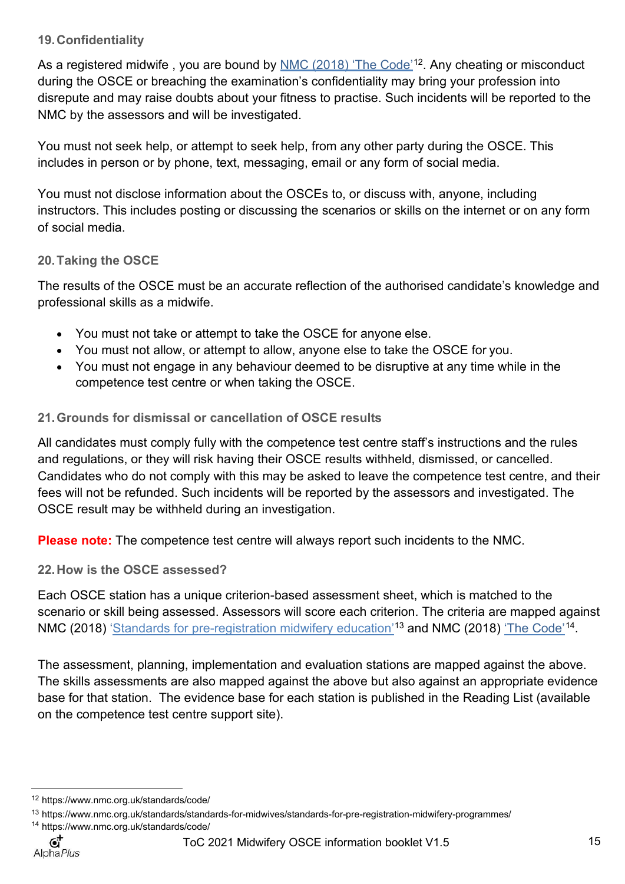## 19. Confidentiality

As a registered midwife , you are bound by NMC (2018) 'The Code'[12]. Any cheating or misconduct during the OSCE or breaching the examination's confidentiality may bring your profession into disrepute and may raise doubts about your fitness to practise. Such incidents will be reported to the NMC by the assessors and will be investigated.

You must not seek help, or attempt to seek help, from any other party during the OSCE. This includes in person or by phone, text, messaging, email or any form of social media.

You must not disclose information about the OSCEs to, or discuss with, anyone, including instructors. This includes posting or discussing the scenarios or skills on the internet or on any form of social media.

## 20. Taking the OSCE

The results of the OSCE must be an accurate reflection of the authorised candidate's knowledge and professional skills as a midwife.

- You must not take or attempt to take the OSCE for anyone else.
- You must not allow, or attempt to allow, anyone else to take the OSCE for you.
- You must not engage in any behaviour deemed to be disruptive at any time while in the competence test centre or when taking the OSCE.

## 21. Grounds for dismissal or cancellation of OSCE results

All candidates must comply fully with the competence test centre staff's instructions and the rules and regulations, or they will risk having their OSCE results withheld, dismissed, or cancelled. Candidates who do not comply with this may be asked to leave the competence test centre, and their fees will not be refunded. Such incidents will be reported by the assessors and investigated. The OSCE result may be withheld during an investigation.

**Please note:** The competence test centre will always report such incidents to the NMC.

## 22. How is the OSCE assessed?

Each OSCE station has a unique criterion-based assessment sheet, which is matched to the scenario or skill being assessed. Assessors will score each criterion. The criteria are mapped against NMC (2018) 'Standards for pre-registration midwifery education'[13] and NMC (2018) 'The Code'[14].

The assessment, planning, implementation and evaluation stations are mapped against the above. The skills assessments are also mapped against the above but also against an appropriate evidence base for that station. The evidence base for each station is published in the Reading List (available on the competence test centre support site).

---

[12] https://www.nmc.org.uk/standards/code/

[13] https://www.nmc.org.uk/standards/standards-for-midwives/standards-for-pre-registration-midwifery-programmes/

[14] https://www.nmc.org.uk/standards/code/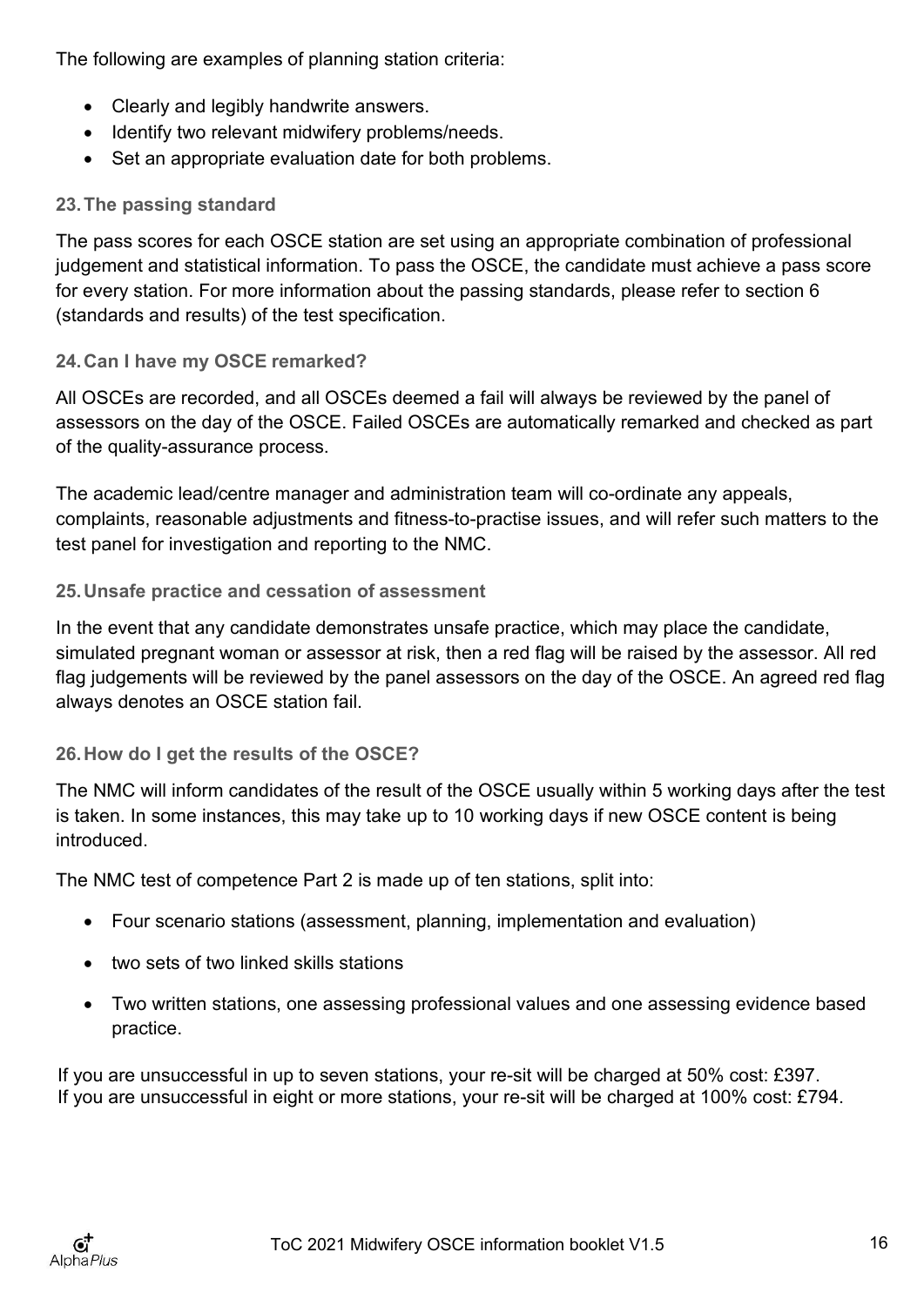The following are examples of planning station criteria:

- Clearly and legibly handwrite answers.
- Identify two relevant midwifery problems/needs.
- Set an appropriate evaluation date for both problems.

### 23. The passing standard

The pass scores for each OSCE station are set using an appropriate combination of professional judgement and statistical information. To pass the OSCE, the candidate must achieve a pass score for every station. For more information about the passing standards, please refer to section 6 (standards and results) of the test specification.

### 24. Can I have my OSCE remarked?

All OSCEs are recorded, and all OSCEs deemed a fail will always be reviewed by the panel of assessors on the day of the OSCE. Failed OSCEs are automatically remarked and checked as part of the quality-assurance process.

The academic lead/centre manager and administration team will co-ordinate any appeals, complaints, reasonable adjustments and fitness-to-practise issues, and will refer such matters to the test panel for investigation and reporting to the NMC.

### 25. Unsafe practice and cessation of assessment

In the event that any candidate demonstrates unsafe practice, which may place the candidate, simulated pregnant woman or assessor at risk, then a red flag will be raised by the assessor. All red flag judgements will be reviewed by the panel assessors on the day of the OSCE. An agreed red flag always denotes an OSCE station fail.

### 26. How do I get the results of the OSCE?

The NMC will inform candidates of the result of the OSCE usually within 5 working days after the test is taken. In some instances, this may take up to 10 working days if new OSCE content is being introduced.

The NMC test of competence Part 2 is made up of ten stations, split into:

- Four scenario stations (assessment, planning, implementation and evaluation)
- two sets of two linked skills stations
- Two written stations, one assessing professional values and one assessing evidence based practice.

If you are unsuccessful in up to seven stations, your re-sit will be charged at 50% cost: £397.
If you are unsuccessful in eight or more stations, your re-sit will be charged at 100% cost: £794.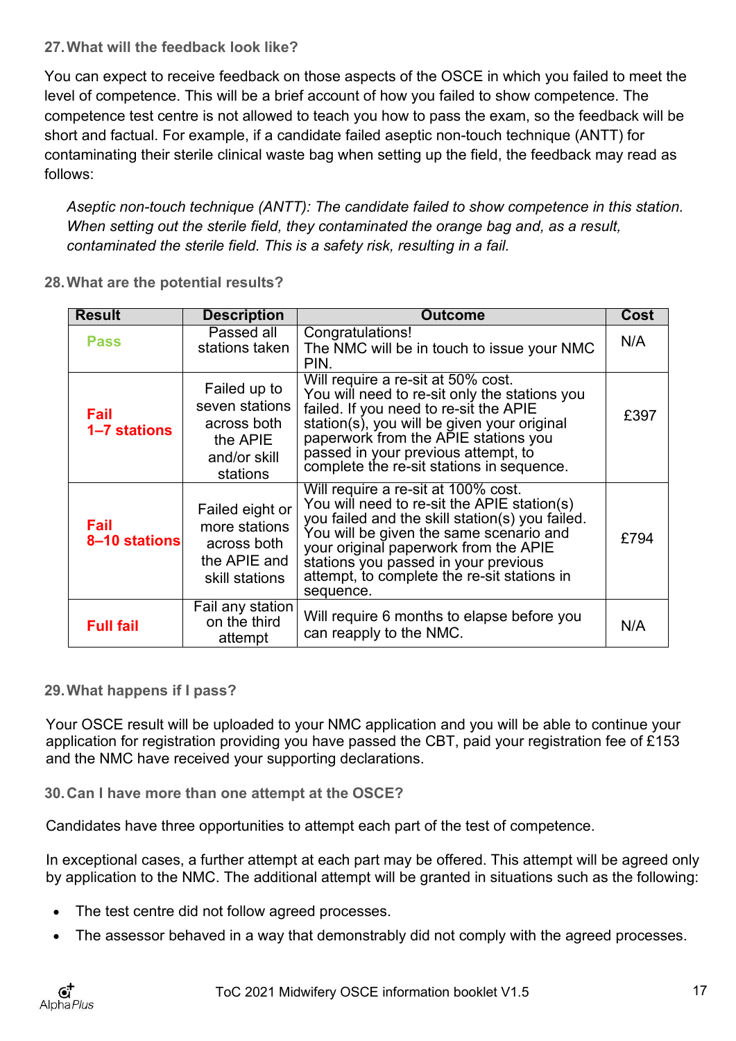### 27. What will the feedback look like?

You can expect to receive feedback on those aspects of the OSCE in which you failed to meet the level of competence. This will be a brief account of how you failed to show competence. The competence test centre is not allowed to teach you how to pass the exam, so the feedback will be short and factual. For example, if a candidate failed aseptic non-touch technique (ANTT) for contaminating their sterile clinical waste bag when setting up the field, the feedback may read as follows:

*Aseptic non-touch technique (ANTT): The candidate failed to show competence in this station. When setting out the sterile field, they contaminated the orange bag and, as a result, contaminated the sterile field. This is a safety risk, resulting in a fail.*

### 28. What are the potential results?

| Result | Description | Outcome | Cost |
|---|---|---|---|
| **Pass** | Passed all stations taken | Congratulations! The NMC will be in touch to issue your NMC PIN. | N/A |
| **Fail 1–7 stations** | Failed up to seven stations across both the APIE and/or skill stations | Will require a re-sit at 50% cost. You will need to re-sit only the stations you failed. If you need to re-sit the APIE station(s), you will be given your original paperwork from the APIE stations you passed in your previous attempt, to complete the re-sit stations in sequence. | £397 |
| **Fail 8–10 stations** | Failed eight or more stations across both the APIE and skill stations | Will require a re-sit at 100% cost. You will need to re-sit the APIE station(s) you failed and the skill station(s) you failed. You will be given the same scenario and your original paperwork from the APIE stations you passed in your previous attempt, to complete the re-sit stations in sequence. | £794 |
| **Full fail** | Fail any station on the third attempt | Will require 6 months to elapse before you can reapply to the NMC. | N/A |

### 29. What happens if I pass?

Your OSCE result will be uploaded to your NMC application and you will be able to continue your application for registration providing you have passed the CBT, paid your registration fee of £153 and the NMC have received your supporting declarations.

### 30. Can I have more than one attempt at the OSCE?

Candidates have three opportunities to attempt each part of the test of competence.

In exceptional cases, a further attempt at each part may be offered. This attempt will be agreed only by application to the NMC. The additional attempt will be granted in situations such as the following:

- The test centre did not follow agreed processes.
- The assessor behaved in a way that demonstrably did not comply with the agreed processes.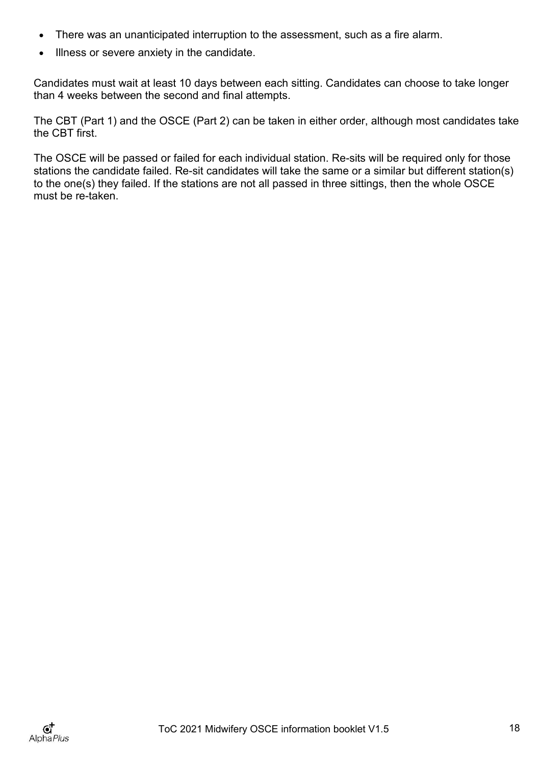- There was an unanticipated interruption to the assessment, such as a fire alarm.
- Illness or severe anxiety in the candidate.

Candidates must wait at least 10 days between each sitting. Candidates can choose to take longer than 4 weeks between the second and final attempts.

The CBT (Part 1) and the OSCE (Part 2) can be taken in either order, although most candidates take the CBT first.

The OSCE will be passed or failed for each individual station. Re-sits will be required only for those stations the candidate failed. Re-sit candidates will take the same or a similar but different station(s) to the one(s) they failed. If the stations are not all passed in three sittings, then the whole OSCE must be re-taken.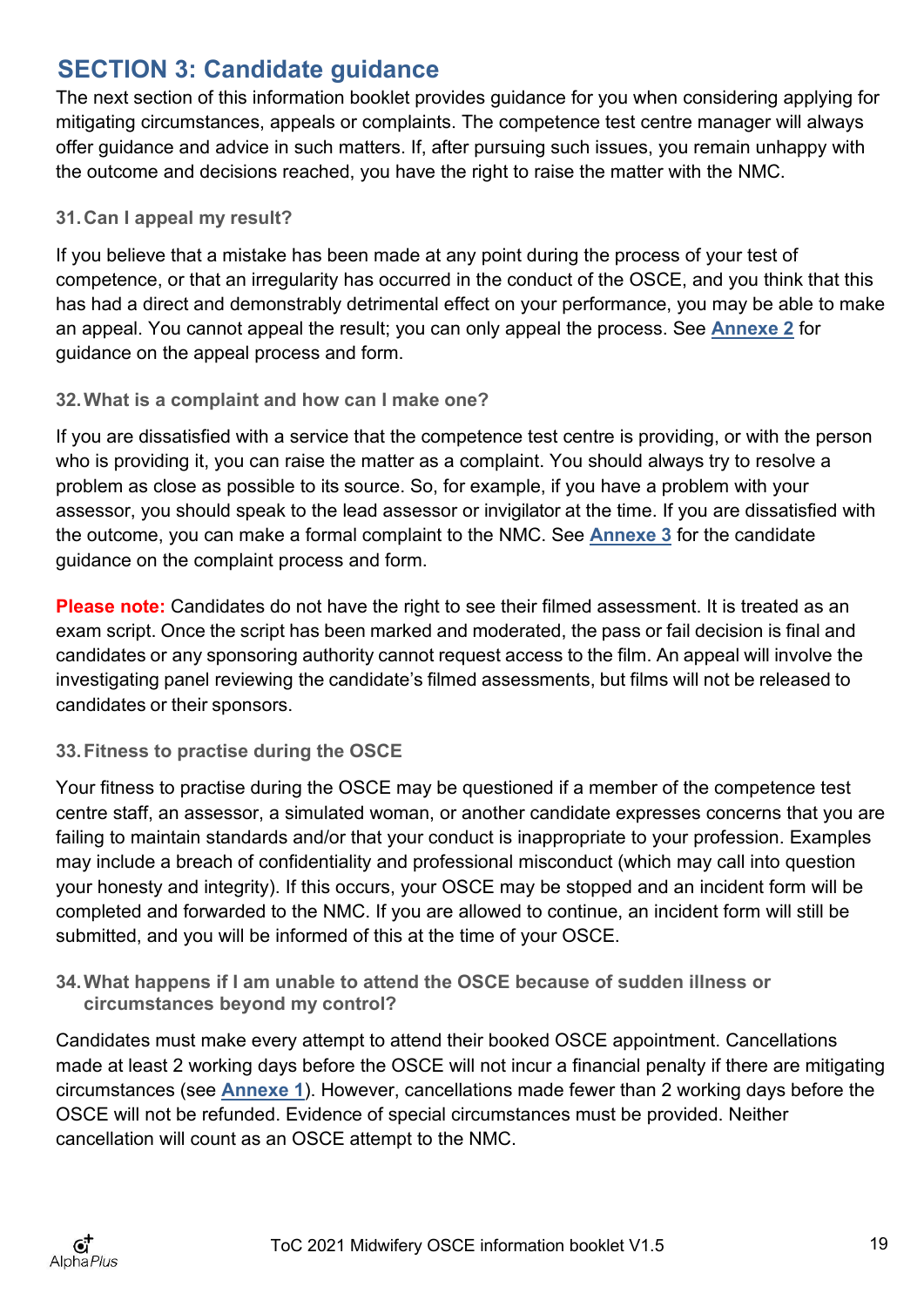## SECTION 3: Candidate guidance

The next section of this information booklet provides guidance for you when considering applying for mitigating circumstances, appeals or complaints. The competence test centre manager will always offer guidance and advice in such matters. If, after pursuing such issues, you remain unhappy with the outcome and decisions reached, you have the right to raise the matter with the NMC.

### 31. Can I appeal my result?

If you believe that a mistake has been made at any point during the process of your test of competence, or that an irregularity has occurred in the conduct of the OSCE, and you think that this has had a direct and demonstrably detrimental effect on your performance, you may be able to make an appeal. You cannot appeal the result; you can only appeal the process. See **Annexe 2** for guidance on the appeal process and form.

### 32. What is a complaint and how can I make one?

If you are dissatisfied with a service that the competence test centre is providing, or with the person who is providing it, you can raise the matter as a complaint. You should always try to resolve a problem as close as possible to its source. So, for example, if you have a problem with your assessor, you should speak to the lead assessor or invigilator at the time. If you are dissatisfied with the outcome, you can make a formal complaint to the NMC. See **Annexe 3** for the candidate guidance on the complaint process and form.

**Please note:** Candidates do not have the right to see their filmed assessment. It is treated as an exam script. Once the script has been marked and moderated, the pass or fail decision is final and candidates or any sponsoring authority cannot request access to the film. An appeal will involve the investigating panel reviewing the candidate's filmed assessments, but films will not be released to candidates or their sponsors.

### 33. Fitness to practise during the OSCE

Your fitness to practise during the OSCE may be questioned if a member of the competence test centre staff, an assessor, a simulated woman, or another candidate expresses concerns that you are failing to maintain standards and/or that your conduct is inappropriate to your profession. Examples may include a breach of confidentiality and professional misconduct (which may call into question your honesty and integrity). If this occurs, your OSCE may be stopped and an incident form will be completed and forwarded to the NMC. If you are allowed to continue, an incident form will still be submitted, and you will be informed of this at the time of your OSCE.

### 34. What happens if I am unable to attend the OSCE because of sudden illness or circumstances beyond my control?

Candidates must make every attempt to attend their booked OSCE appointment. Cancellations made at least 2 working days before the OSCE will not incur a financial penalty if there are mitigating circumstances (see **Annexe 1**). However, cancellations made fewer than 2 working days before the OSCE will not be refunded. Evidence of special circumstances must be provided. Neither cancellation will count as an OSCE attempt to the NMC.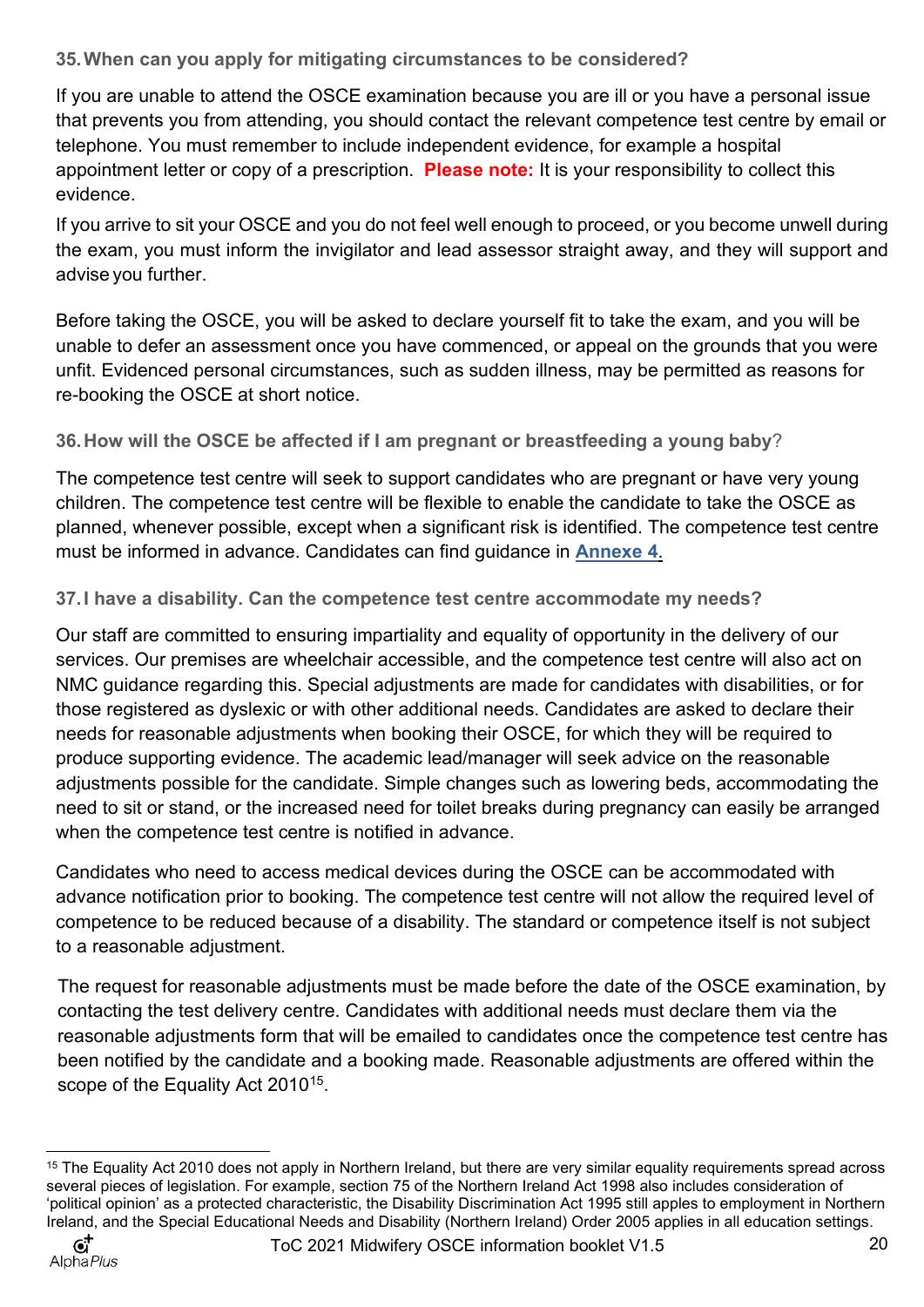### 35. When can you apply for mitigating circumstances to be considered?

If you are unable to attend the OSCE examination because you are ill or you have a personal issue that prevents you from attending, you should contact the relevant competence test centre by email or telephone. You must remember to include independent evidence, for example a hospital appointment letter or copy of a prescription. **Please note:** It is your responsibility to collect this evidence.

If you arrive to sit your OSCE and you do not feel well enough to proceed, or you become unwell during the exam, you must inform the invigilator and lead assessor straight away, and they will support and advise you further.

Before taking the OSCE, you will be asked to declare yourself fit to take the exam, and you will be unable to defer an assessment once you have commenced, or appeal on the grounds that you were unfit. Evidenced personal circumstances, such as sudden illness, may be permitted as reasons for re-booking the OSCE at short notice.

### 36. How will the OSCE be affected if I am pregnant or breastfeeding a young baby?

The competence test centre will seek to support candidates who are pregnant or have very young children. The competence test centre will be flexible to enable the candidate to take the OSCE as planned, whenever possible, except when a significant risk is identified. The competence test centre must be informed in advance. Candidates can find guidance in **Annexe 4**.

### 37. I have a disability. Can the competence test centre accommodate my needs?

Our staff are committed to ensuring impartiality and equality of opportunity in the delivery of our services. Our premises are wheelchair accessible, and the competence test centre will also act on NMC guidance regarding this. Special adjustments are made for candidates with disabilities, or for those registered as dyslexic or with other additional needs. Candidates are asked to declare their needs for reasonable adjustments when booking their OSCE, for which they will be required to produce supporting evidence. The academic lead/manager will seek advice on the reasonable adjustments possible for the candidate. Simple changes such as lowering beds, accommodating the need to sit or stand, or the increased need for toilet breaks during pregnancy can easily be arranged when the competence test centre is notified in advance.

Candidates who need to access medical devices during the OSCE can be accommodated with advance notification prior to booking. The competence test centre will not allow the required level of competence to be reduced because of a disability. The standard or competence itself is not subject to a reasonable adjustment.

The request for reasonable adjustments must be made before the date of the OSCE examination, by contacting the test delivery centre. Candidates with additional needs must declare them via the reasonable adjustments form that will be emailed to candidates once the competence test centre has been notified by the candidate and a booking made. Reasonable adjustments are offered within the scope of the Equality Act 2010[15].

---

[15] The Equality Act 2010 does not apply in Northern Ireland, but there are very similar equality requirements spread across several pieces of legislation. For example, section 75 of the Northern Ireland Act 1998 also includes consideration of 'political opinion' as a protected characteristic, the Disability Discrimination Act 1995 still applies to employment in Northern Ireland, and the Special Educational Needs and Disability (Northern Ireland) Order 2005 applies in all education settings.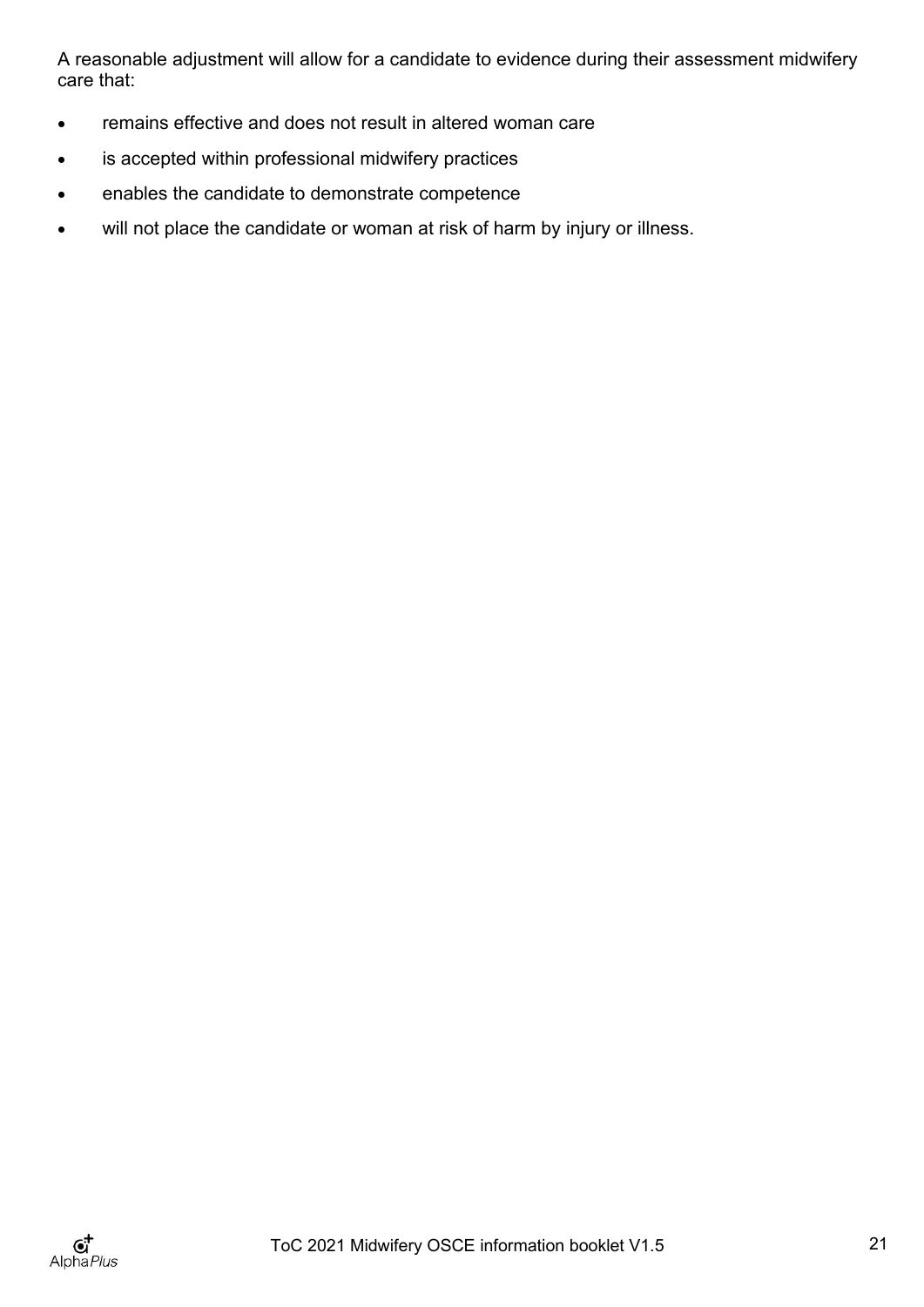A reasonable adjustment will allow for a candidate to evidence during their assessment midwifery care that:

- remains effective and does not result in altered woman care
- is accepted within professional midwifery practices
- enables the candidate to demonstrate competence
- will not place the candidate or woman at risk of harm by injury or illness.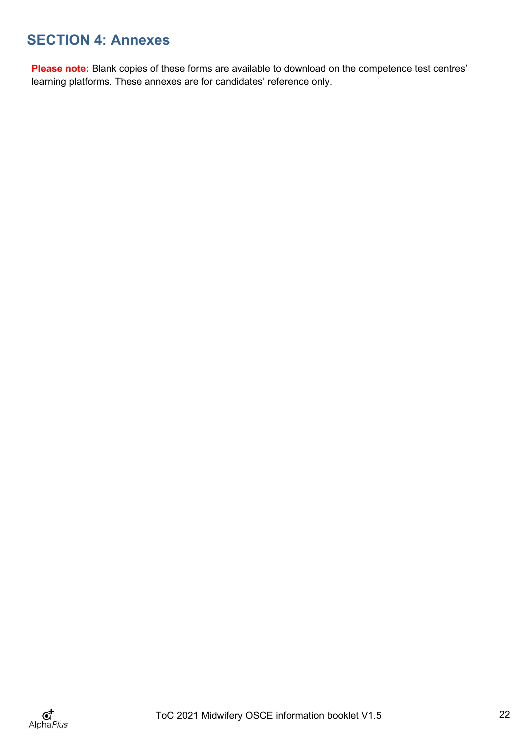## SECTION 4: Annexes

**Please note:** Blank copies of these forms are available to download on the competence test centres' learning platforms. These annexes are for candidates' reference only.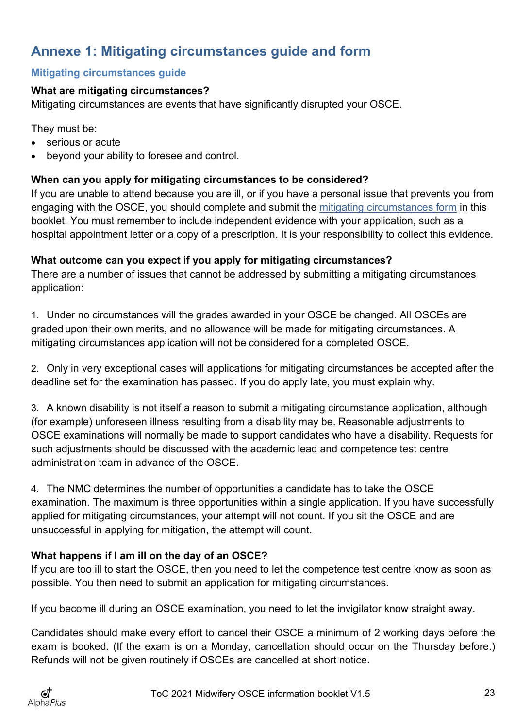## Annexe 1: Mitigating circumstances guide and form

### Mitigating circumstances guide

**What are mitigating circumstances?**
Mitigating circumstances are events that have significantly disrupted your OSCE.

They must be:

- serious or acute
- beyond your ability to foresee and control.

**When can you apply for mitigating circumstances to be considered?**
If you are unable to attend because you are ill, or if you have a personal issue that prevents you from engaging with the OSCE, you should complete and submit the [mitigating circumstances form](#) in this booklet. You must remember to include independent evidence with your application, such as a hospital appointment letter or a copy of a prescription. It is your responsibility to collect this evidence.

**What outcome can you expect if you apply for mitigating circumstances?**
There are a number of issues that cannot be addressed by submitting a mitigating circumstances application:

1. Under no circumstances will the grades awarded in your OSCE be changed. All OSCEs are graded upon their own merits, and no allowance will be made for mitigating circumstances. A mitigating circumstances application will not be considered for a completed OSCE.

2. Only in very exceptional cases will applications for mitigating circumstances be accepted after the deadline set for the examination has passed. If you do apply late, you must explain why.

3. A known disability is not itself a reason to submit a mitigating circumstance application, although (for example) unforeseen illness resulting from a disability may be. Reasonable adjustments to OSCE examinations will normally be made to support candidates who have a disability. Requests for such adjustments should be discussed with the academic lead and competence test centre administration team in advance of the OSCE.

4. The NMC determines the number of opportunities a candidate has to take the OSCE examination. The maximum is three opportunities within a single application. If you have successfully applied for mitigating circumstances, your attempt will not count. If you sit the OSCE and are unsuccessful in applying for mitigation, the attempt will count.

**What happens if I am ill on the day of an OSCE?**
If you are too ill to start the OSCE, then you need to let the competence test centre know as soon as possible. You then need to submit an application for mitigating circumstances.

If you become ill during an OSCE examination, you need to let the invigilator know straight away.

Candidates should make every effort to cancel their OSCE a minimum of 2 working days before the exam is booked. (If the exam is on a Monday, cancellation should occur on the Thursday before.) Refunds will not be given routinely if OSCEs are cancelled at short notice.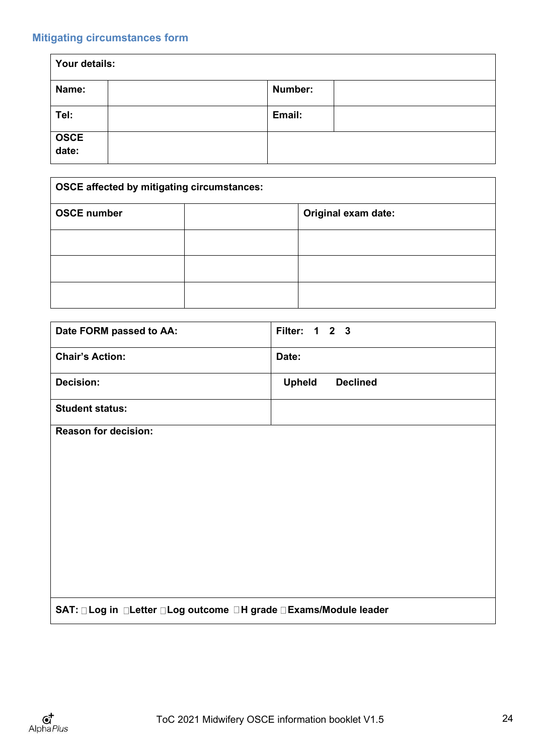## Mitigating circumstances form

| **Your details:** | | | |
|---|---|---|---|
| **Name:** | | **Number:** | |
| **Tel:** | | **Email:** | |
| **OSCE date:** | | | |

| **OSCE affected by mitigating circumstances:** | | |
|---|---|---|
| **OSCE number** | | **Original exam date:** |
| | | |
| | | |
| | | |

| **Date FORM passed to AA:** | **Filter: 1 2 3** |
|---|---|
| **Chair's Action:** | **Date:** |
| **Decision:** | **Upheld Declined** |
| **Student status:** | |
| **Reason for decision:** | |
| **SAT:** ☐ **Log in** ☐ **Letter** ☐ **Log outcome** ☐ **H grade** ☐ **Exams/Module leader** | |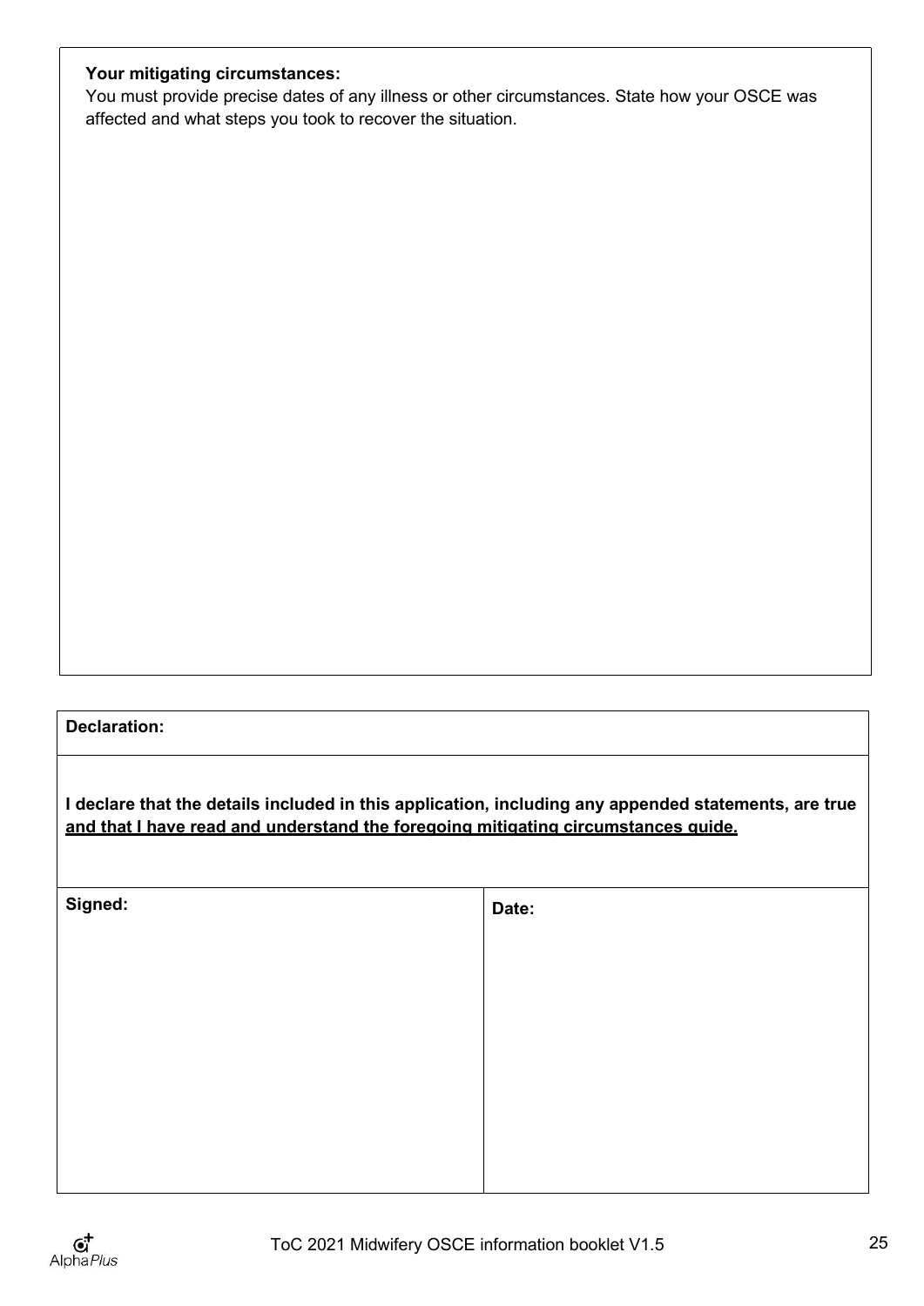**Your mitigating circumstances:**

You must provide precise dates of any illness or other circumstances. State how your OSCE was affected and what steps you took to recover the situation.

| **Declaration:** | |
|---|---|
| **I declare that the details included in this application, including any appended statements, are true <u>and that I have read and understand the foregoing mitigating circumstances guide.</u>** | |
| **Signed:** | **Date:** |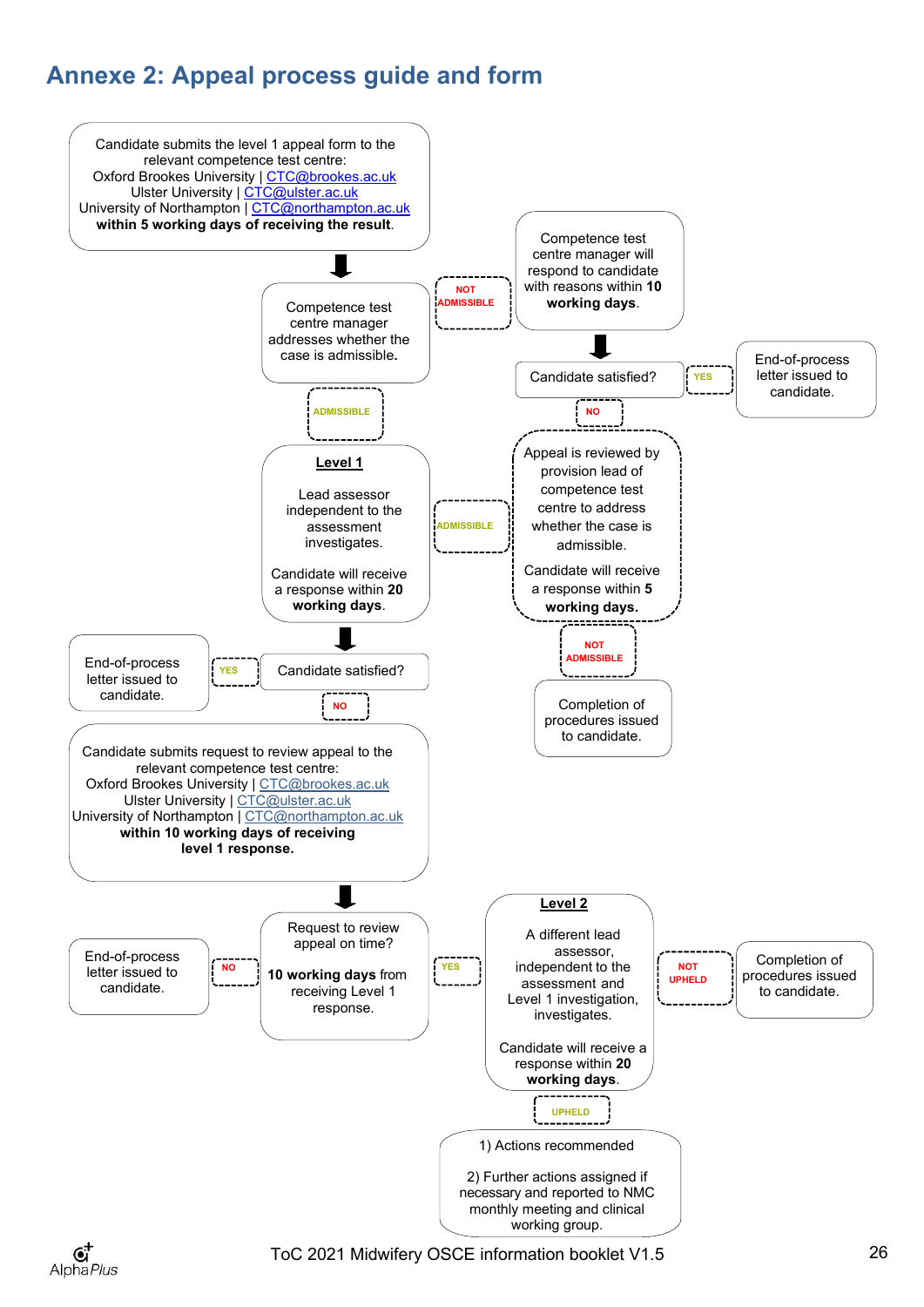# Annexe 2: Appeal process guide and form

Candidate submits the level 1 appeal form to the relevant competence test centre:
Oxford Brookes University | CTC@brookes.ac.uk
Ulster University | CTC@ulster.ac.uk
University of Northampton | CTC@northampton.ac.uk
**within 5 working days of receiving the result**.

Competence test centre manager addresses whether the case is admissible.

NOT ADMISSIBLE

Competence test centre manager will respond to candidate with reasons within **10 working days**.

Candidate satisfied?

YES

End-of-process letter issued to candidate.

NO

Appeal is reviewed by provision lead of competence test centre to address whether the case is admissible.

Candidate will receive a response within **5 working days.**

NOT ADMISSIBLE

Completion of procedures issued to candidate.

ADMISSIBLE

**Level 1**

Lead assessor independent to the assessment investigates.

Candidate will receive a response within **20 working days**.

Candidate satisfied?

YES

End-of-process letter issued to candidate.

NO

Candidate submits request to review appeal to the relevant competence test centre:
Oxford Brookes University | CTC@brookes.ac.uk
Ulster University | CTC@ulster.ac.uk
University of Northampton | CTC@northampton.ac.uk
**within 10 working days of receiving level 1 response.**

Request to review appeal on time?

**10 working days** from receiving Level 1 response.

NO

End-of-process letter issued to candidate.

YES

**Level 2**

A different lead assessor, independent to the assessment and Level 1 investigation, investigates.

Candidate will receive a response within **20 working days**.

NOT UPHELD

Completion of procedures issued to candidate.

UPHELD

1) Actions recommended

2) Further actions assigned if necessary and reported to NMC monthly meeting and clinical working group.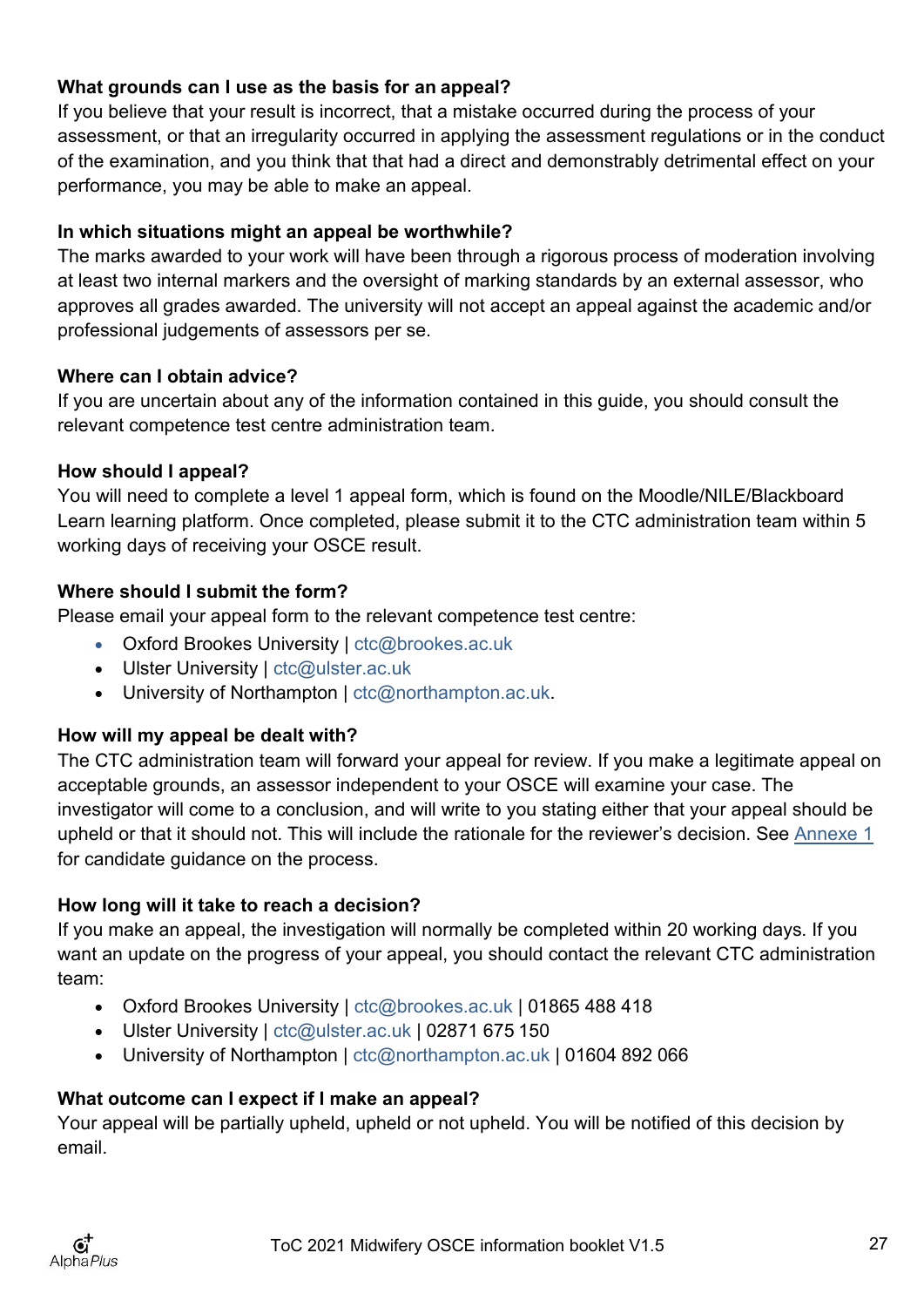**What grounds can I use as the basis for an appeal?**

If you believe that your result is incorrect, that a mistake occurred during the process of your assessment, or that an irregularity occurred in applying the assessment regulations or in the conduct of the examination, and you think that that had a direct and demonstrably detrimental effect on your performance, you may be able to make an appeal.

**In which situations might an appeal be worthwhile?**

The marks awarded to your work will have been through a rigorous process of moderation involving at least two internal markers and the oversight of marking standards by an external assessor, who approves all grades awarded. The university will not accept an appeal against the academic and/or professional judgements of assessors per se.

**Where can I obtain advice?**

If you are uncertain about any of the information contained in this guide, you should consult the relevant competence test centre administration team.

**How should I appeal?**

You will need to complete a level 1 appeal form, which is found on the Moodle/NILE/Blackboard Learn learning platform. Once completed, please submit it to the CTC administration team within 5 working days of receiving your OSCE result.

**Where should I submit the form?**

Please email your appeal form to the relevant competence test centre:

- Oxford Brookes University | ctc@brookes.ac.uk
- Ulster University | ctc@ulster.ac.uk
- University of Northampton | ctc@northampton.ac.uk.

**How will my appeal be dealt with?**

The CTC administration team will forward your appeal for review. If you make a legitimate appeal on acceptable grounds, an assessor independent to your OSCE will examine your case. The investigator will come to a conclusion, and will write to you stating either that your appeal should be upheld or that it should not. This will include the rationale for the reviewer's decision. See Annexe 1 for candidate guidance on the process.

**How long will it take to reach a decision?**

If you make an appeal, the investigation will normally be completed within 20 working days. If you want an update on the progress of your appeal, you should contact the relevant CTC administration team:

- Oxford Brookes University | ctc@brookes.ac.uk | 01865 488 418
- Ulster University | ctc@ulster.ac.uk | 02871 675 150
- University of Northampton | ctc@northampton.ac.uk | 01604 892 066

**What outcome can I expect if I make an appeal?**

Your appeal will be partially upheld, upheld or not upheld. You will be notified of this decision by email.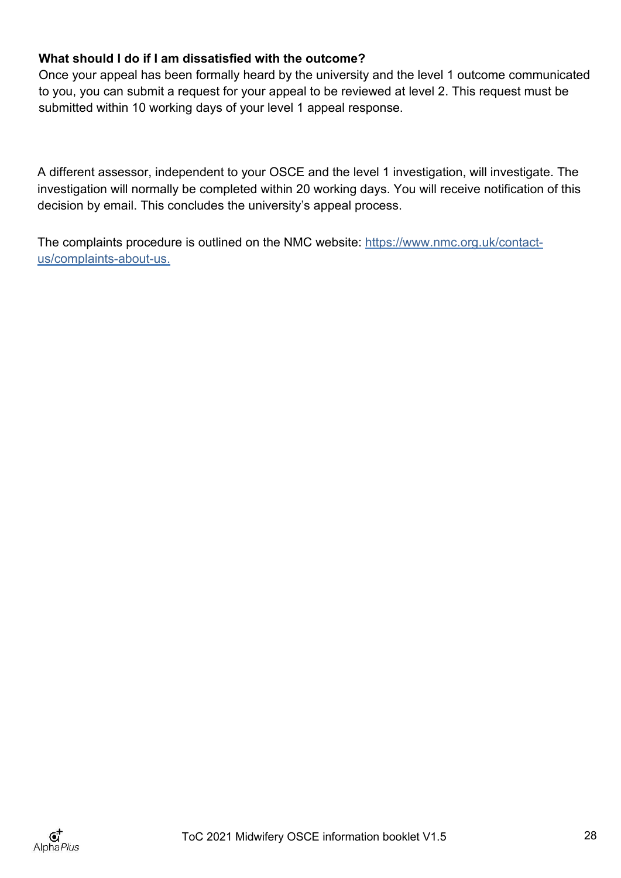**What should I do if I am dissatisfied with the outcome?**

Once your appeal has been formally heard by the university and the level 1 outcome communicated to you, you can submit a request for your appeal to be reviewed at level 2. This request must be submitted within 10 working days of your level 1 appeal response.

A different assessor, independent to your OSCE and the level 1 investigation, will investigate. The investigation will normally be completed within 20 working days. You will receive notification of this decision by email. This concludes the university's appeal process.

The complaints procedure is outlined on the NMC website: [https://www.nmc.org.uk/contact-us/complaints-about-us.](https://www.nmc.org.uk/contact-us/complaints-about-us)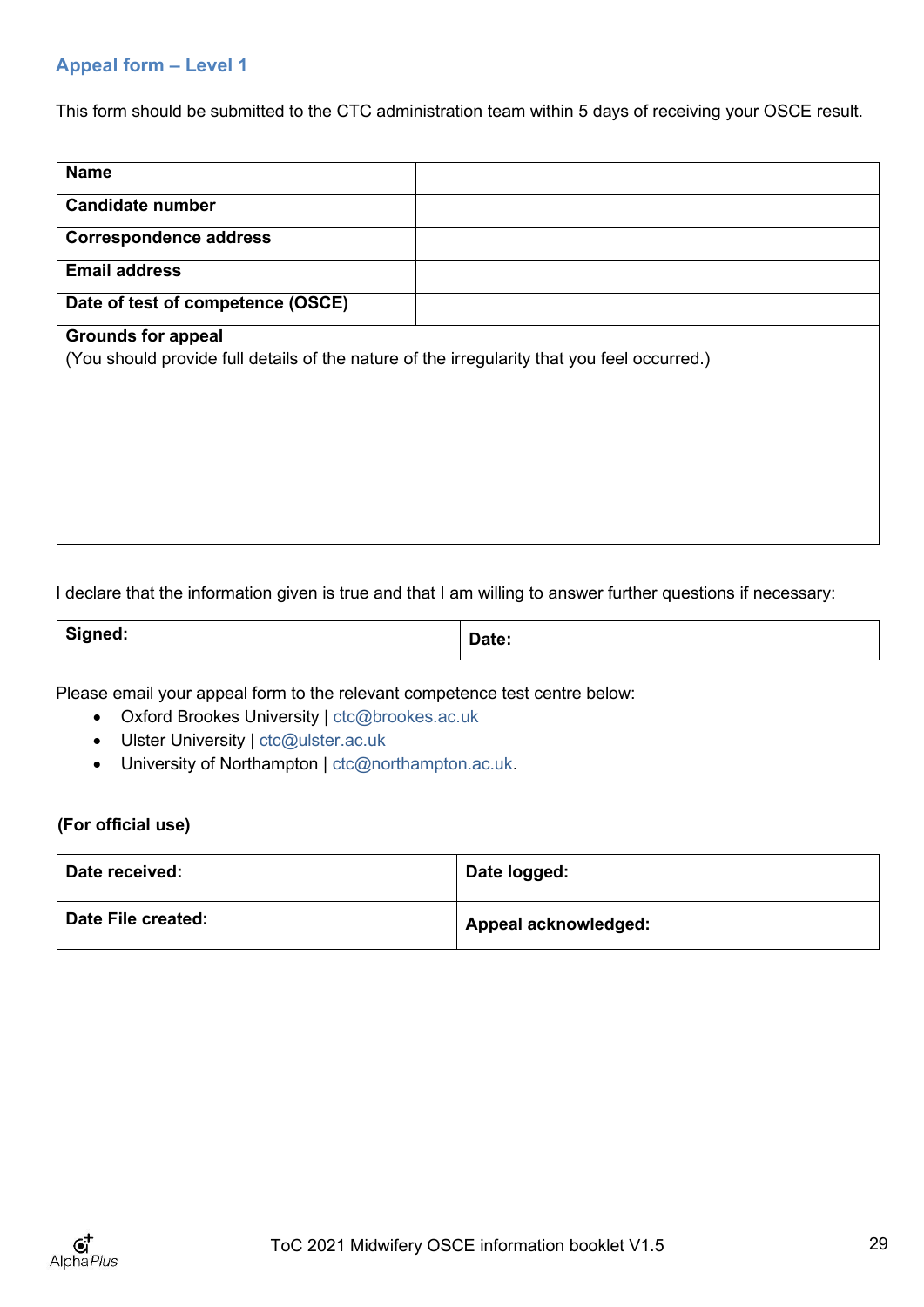## Appeal form – Level 1

This form should be submitted to the CTC administration team within 5 days of receiving your OSCE result.

| | |
|---|---|
| **Name** | |
| **Candidate number** | |
| **Correspondence address** | |
| **Email address** | |
| **Date of test of competence (OSCE)** | |
| **Grounds for appeal**<br>(You should provide full details of the nature of the irregularity that you feel occurred.) | |

I declare that the information given is true and that I am willing to answer further questions if necessary:

| | |
|---|---|
| **Signed:** | **Date:** |

Please email your appeal form to the relevant competence test centre below:

- Oxford Brookes University | ctc@brookes.ac.uk
- Ulster University | ctc@ulster.ac.uk
- University of Northampton | ctc@northampton.ac.uk.

**(For official use)**

| | |
|---|---|
| **Date received:** | **Date logged:** |
| **Date File created:** | **Appeal acknowledged:** |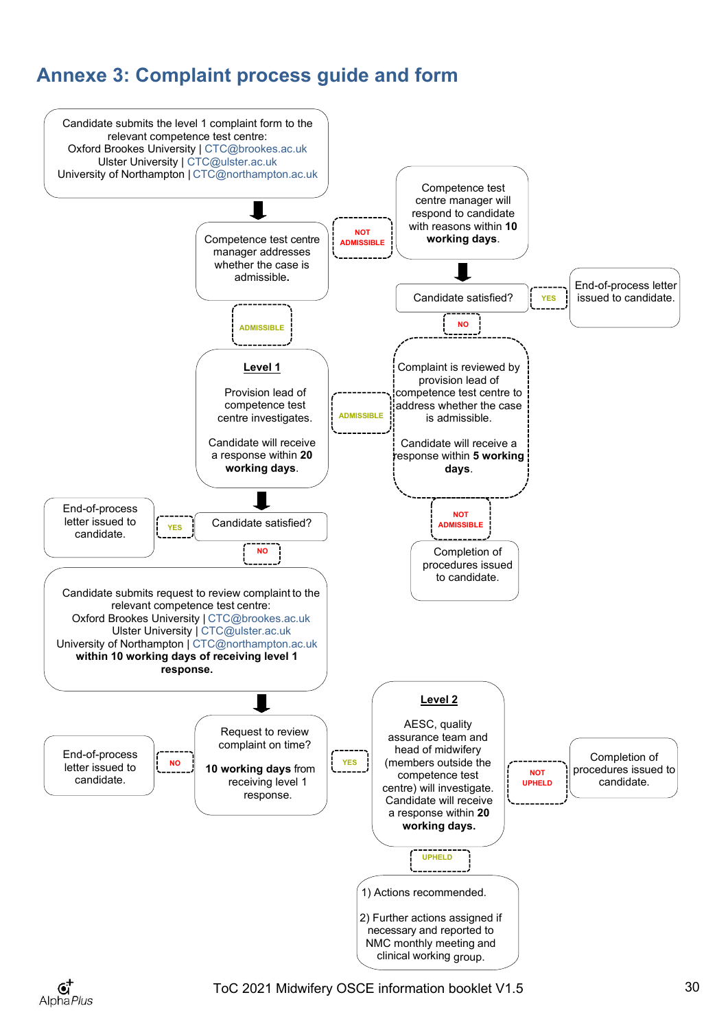## Annexe 3: Complaint process guide and form

Candidate submits the level 1 complaint form to the relevant competence test centre:
Oxford Brookes University | CTC@brookes.ac.uk
Ulster University | CTC@ulster.ac.uk
University of Northampton | CTC@northampton.ac.uk

Competence test centre manager addresses whether the case is admissible.

NOT ADMISSIBLE

Competence test centre manager will respond to candidate with reasons within **10 working days**.

Candidate satisfied?

YES

End-of-process letter issued to candidate.

NO

Complaint is reviewed by provision lead of competence test centre to address whether the case is admissible.

Candidate will receive a response within **5 working days**.

ADMISSIBLE

NOT ADMISSIBLE

Completion of procedures issued to candidate.

ADMISSIBLE

**Level 1**

Provision lead of competence test centre investigates.

Candidate will receive a response within **20 working days**.

Candidate satisfied?

YES

End-of-process letter issued to candidate.

NO

Candidate submits request to review complaint to the relevant competence test centre:
Oxford Brookes University | CTC@brookes.ac.uk
Ulster University | CTC@ulster.ac.uk
University of Northampton | CTC@northampton.ac.uk
**within 10 working days of receiving level 1 response.**

Request to review complaint on time?

**10 working days** from receiving level 1 response.

NO

End-of-process letter issued to candidate.

YES

**Level 2**

AESC, quality assurance team and head of midwifery (members outside the competence test centre) will investigate. Candidate will receive a response within **20 working days.**

NOT UPHELD

Completion of procedures issued to candidate.

UPHELD

1) Actions recommended.

2) Further actions assigned if necessary and reported to NMC monthly meeting and clinical working group.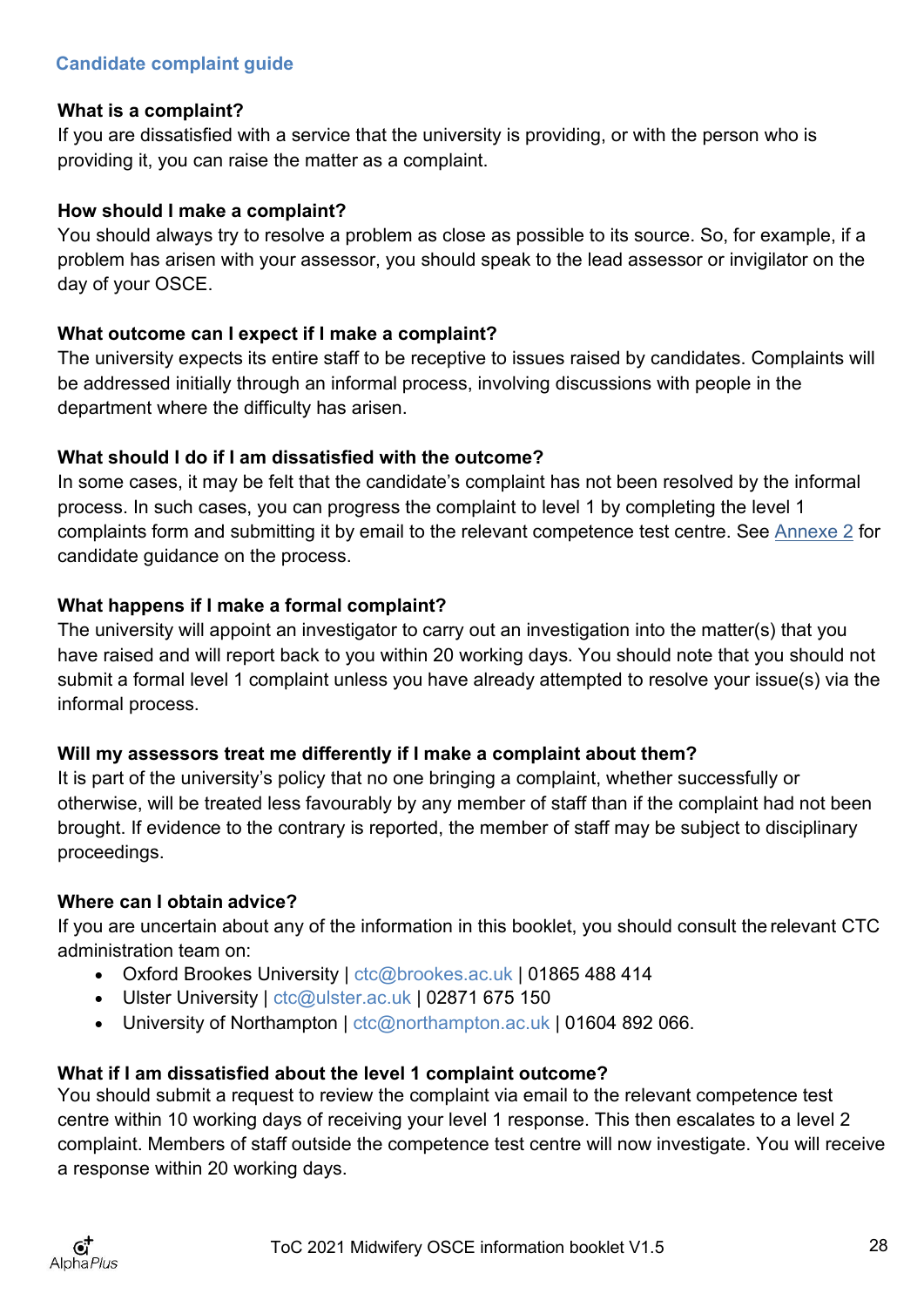## Candidate complaint guide

**What is a complaint?**
If you are dissatisfied with a service that the university is providing, or with the person who is providing it, you can raise the matter as a complaint.

**How should I make a complaint?**
You should always try to resolve a problem as close as possible to its source. So, for example, if a problem has arisen with your assessor, you should speak to the lead assessor or invigilator on the day of your OSCE.

**What outcome can I expect if I make a complaint?**
The university expects its entire staff to be receptive to issues raised by candidates. Complaints will be addressed initially through an informal process, involving discussions with people in the department where the difficulty has arisen.

**What should I do if I am dissatisfied with the outcome?**
In some cases, it may be felt that the candidate's complaint has not been resolved by the informal process. In such cases, you can progress the complaint to level 1 by completing the level 1 complaints form and submitting it by email to the relevant competence test centre. See Annexe 2 for candidate guidance on the process.

**What happens if I make a formal complaint?**
The university will appoint an investigator to carry out an investigation into the matter(s) that you have raised and will report back to you within 20 working days. You should note that you should not submit a formal level 1 complaint unless you have already attempted to resolve your issue(s) via the informal process.

**Will my assessors treat me differently if I make a complaint about them?**
It is part of the university's policy that no one bringing a complaint, whether successfully or otherwise, will be treated less favourably by any member of staff than if the complaint had not been brought. If evidence to the contrary is reported, the member of staff may be subject to disciplinary proceedings.

**Where can I obtain advice?**
If you are uncertain about any of the information in this booklet, you should consult the relevant CTC administration team on:

- Oxford Brookes University | ctc@brookes.ac.uk | 01865 488 414
- Ulster University | ctc@ulster.ac.uk | 02871 675 150
- University of Northampton | ctc@northampton.ac.uk | 01604 892 066.

**What if I am dissatisfied about the level 1 complaint outcome?**
You should submit a request to review the complaint via email to the relevant competence test centre within 10 working days of receiving your level 1 response. This then escalates to a level 2 complaint. Members of staff outside the competence test centre will now investigate. You will receive a response within 20 working days.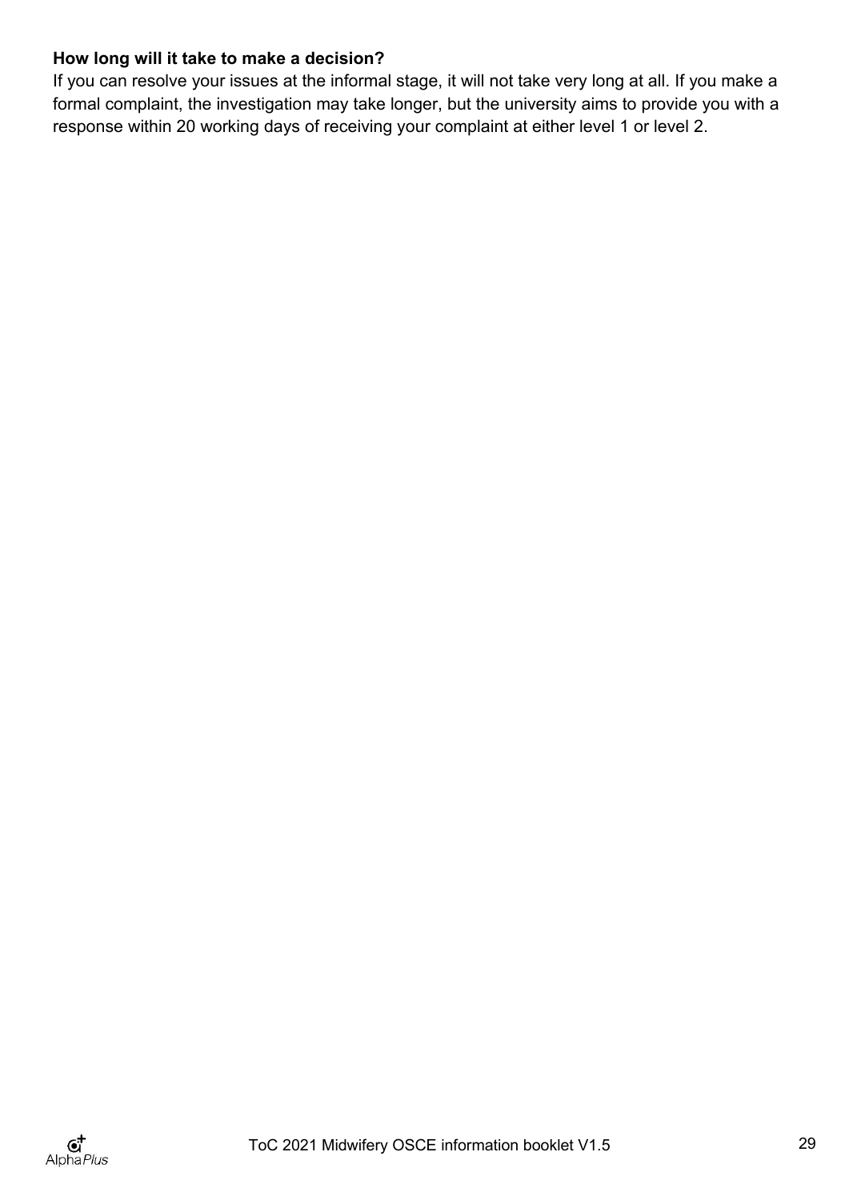**How long will it take to make a decision?**

If you can resolve your issues at the informal stage, it will not take very long at all. If you make a formal complaint, the investigation may take longer, but the university aims to provide you with a response within 20 working days of receiving your complaint at either level 1 or level 2.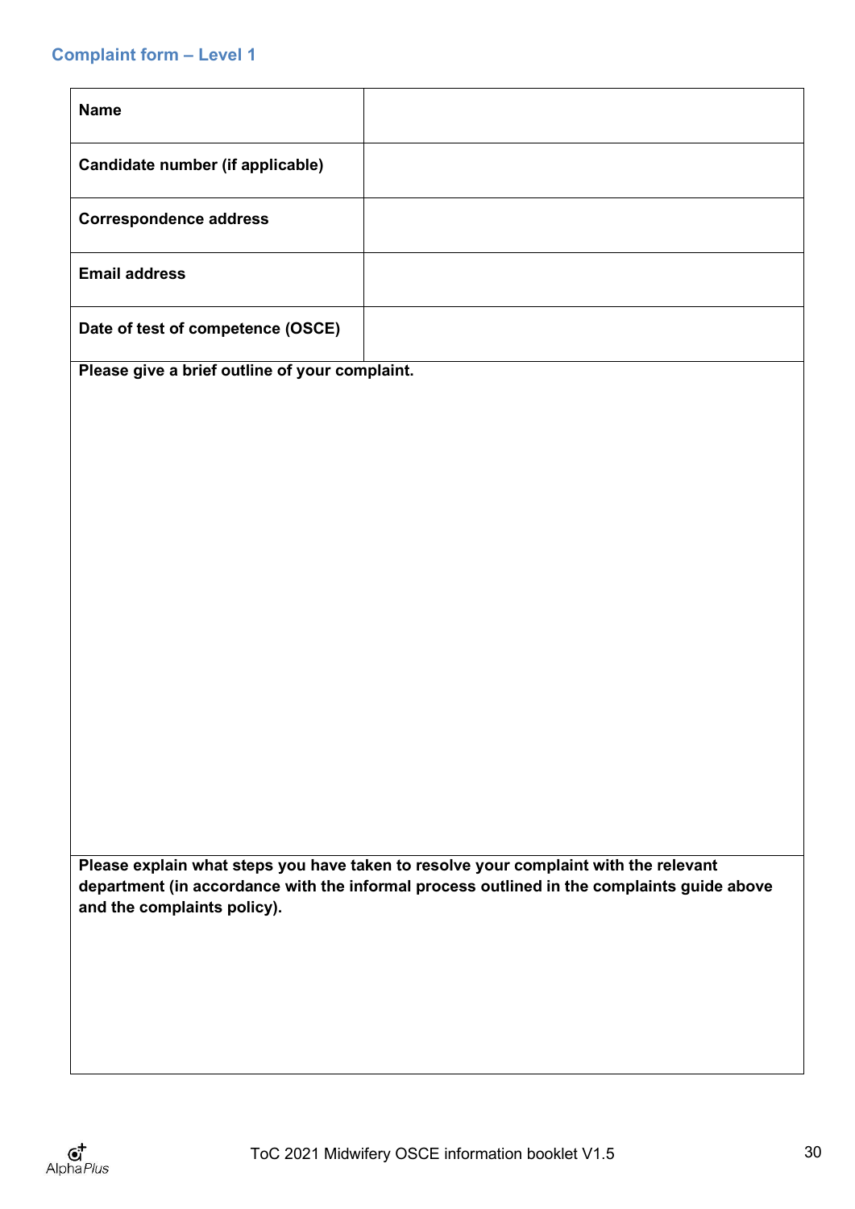## Complaint form – Level 1

| **Name** | |
|---|---|
| **Candidate number (if applicable)** | |
| **Correspondence address** | |
| **Email address** | |
| **Date of test of competence (OSCE)** | |

**Please give a brief outline of your complaint.**

**Please explain what steps you have taken to resolve your complaint with the relevant department (in accordance with the informal process outlined in the complaints guide above and the complaints policy).**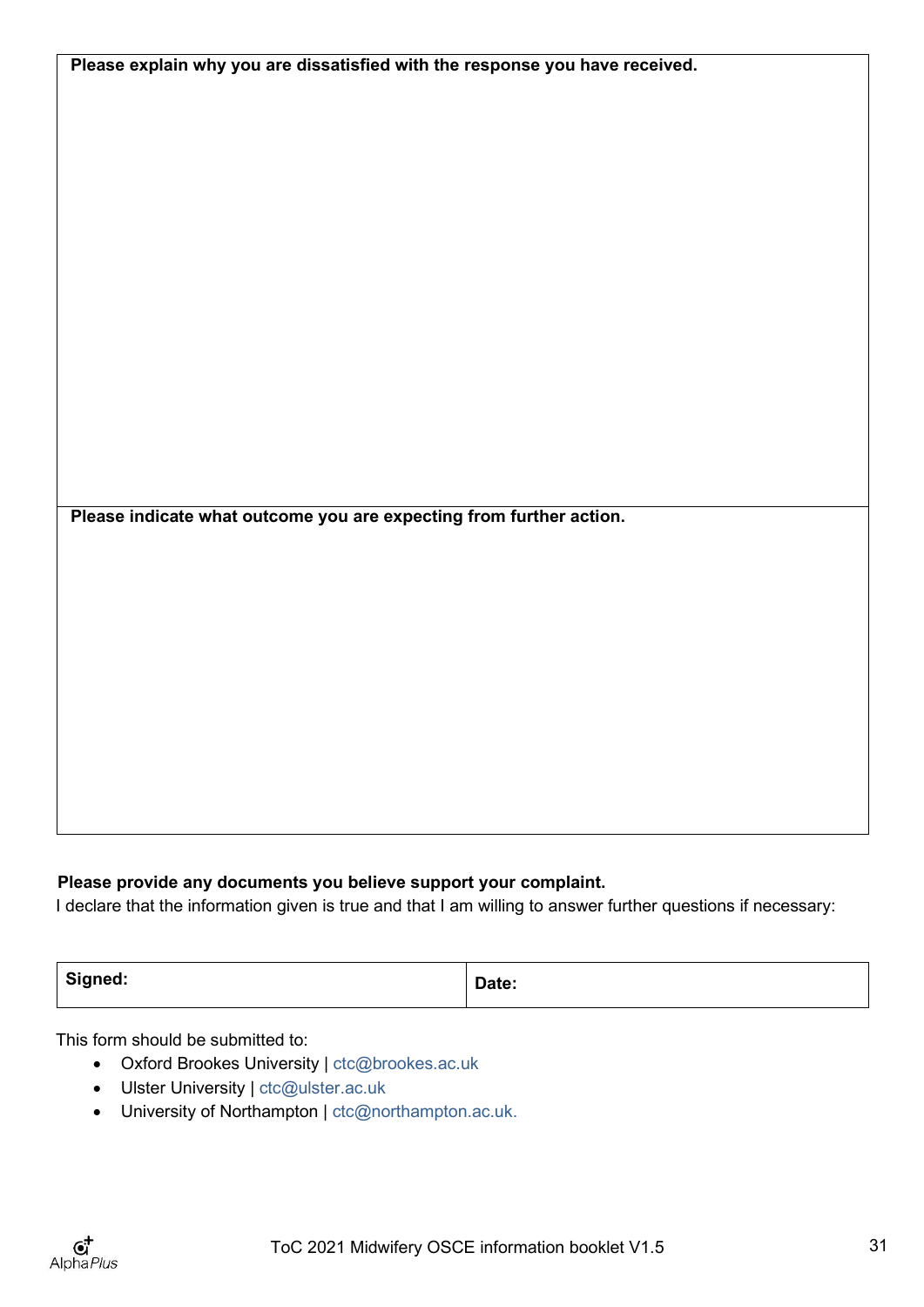| Please explain why you are dissatisfied with the response you have received. |
| --- |
| |
| **Please indicate what outcome you are expecting from further action.** |
| |

**Please provide any documents you believe support your complaint.**

I declare that the information given is true and that I am willing to answer further questions if necessary:

| Signed: | Date: |
| --- | --- |

This form should be submitted to:

- Oxford Brookes University | ctc@brookes.ac.uk
- Ulster University | ctc@ulster.ac.uk
- University of Northampton | ctc@northampton.ac.uk.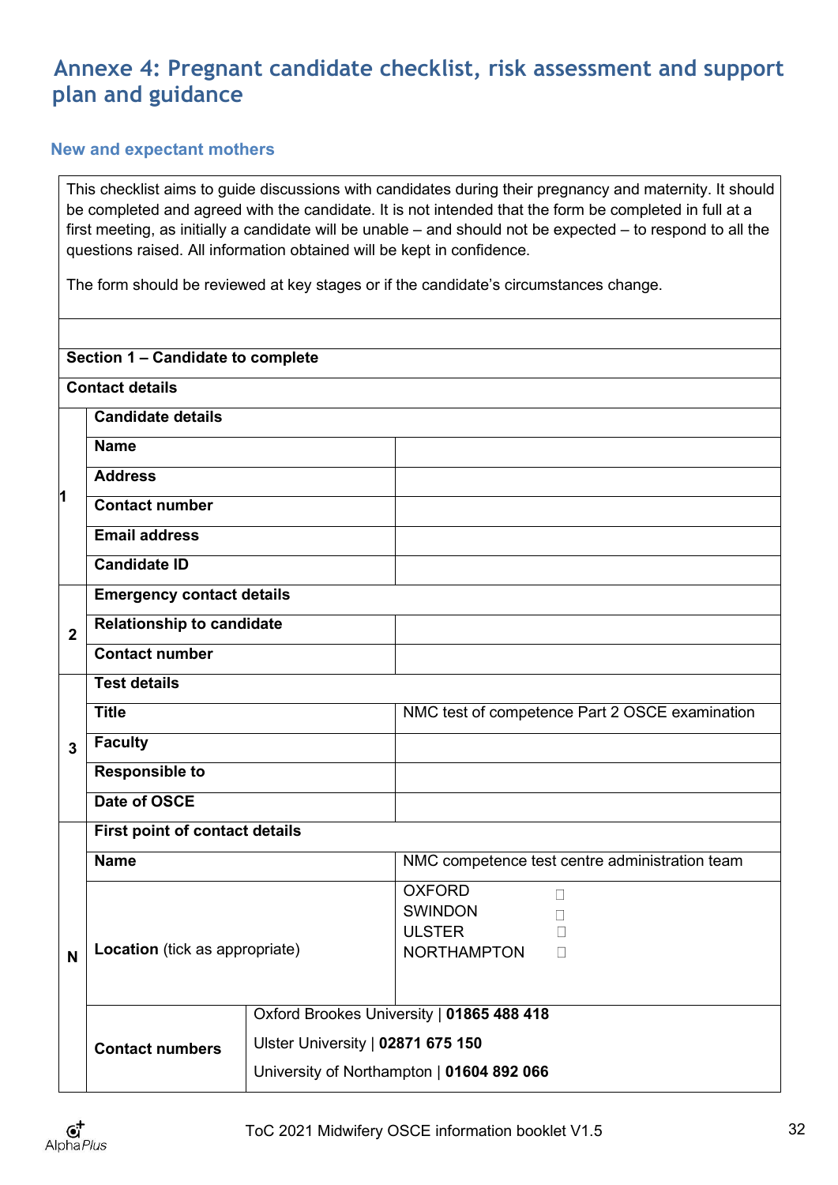# Annexe 4: Pregnant candidate checklist, risk assessment and support plan and guidance

## New and expectant mothers

| This checklist aims to guide discussions with candidates during their pregnancy and maternity. It should be completed and agreed with the candidate. It is not intended that the form be completed in full at a first meeting, as initially a candidate will be unable – and should not be expected – to respond to all the questions raised. All information obtained will be kept in confidence.<br><br>The form should be reviewed at key stages or if the candidate's circumstances change. | | |
|---|---|---|
| | | |
| **Section 1 – Candidate to complete** | | |
| **Contact details** | | |
| 1 | **Candidate details** | |
| | **Name** | |
| | **Address** | |
| | **Contact number** | |
| | **Email address** | |
| | **Candidate ID** | |
| 2 | **Emergency contact details** | |
| | **Relationship to candidate** | |
| | **Contact number** | |
| 3 | **Test details** | |
| | **Title** | NMC test of competence Part 2 OSCE examination |
| | **Faculty** | |
| | **Responsible to** | |
| | **Date of OSCE** | |
| N | **First point of contact details** | |
| | **Name** | NMC competence test centre administration team |
| | **Location** (tick as appropriate) | OXFORD ☐<br>SWINDON ☐<br>ULSTER ☐<br>NORTHAMPTON ☐ |
| | **Contact numbers** | Oxford Brookes University \| **01865 488 418**<br>Ulster University \| **02871 675 150**<br>University of Northampton \| **01604 892 066** |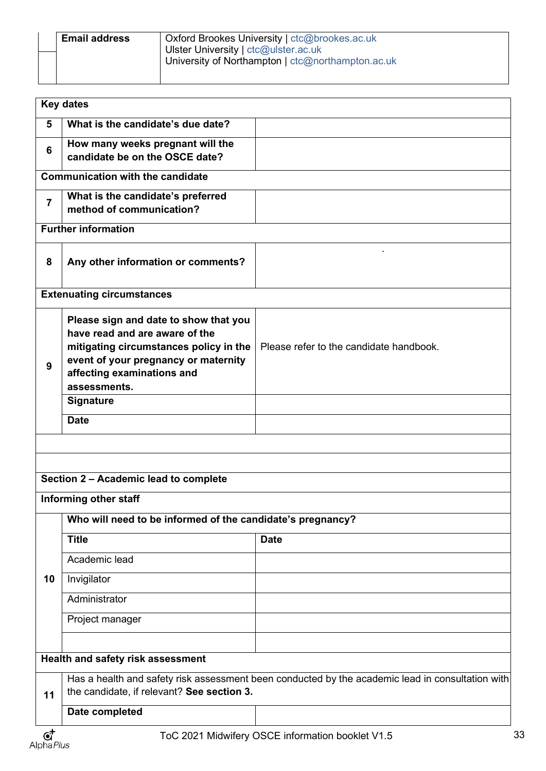| | **Email address** | Oxford Brookes University \| ctc@brookes.ac.uk<br>Ulster University \| ctc@ulster.ac.uk<br>University of Northampton \| ctc@northampton.ac.uk |
|---|---|---|

| **Key dates** | | |
|---|---|---|
| **5** | **What is the candidate's due date?** | |
| **6** | **How many weeks pregnant will the candidate be on the OSCE date?** | |
| **Communication with the candidate** | | |
| **7** | **What is the candidate's preferred method of communication?** | |
| **Further information** | | |
| **8** | **Any other information or comments?** | . |
| **Extenuating circumstances** | | |
| **9** | **Please sign and date to show that you have read and are aware of the mitigating circumstances policy in the event of your pregnancy or maternity affecting examinations and assessments.** | Please refer to the candidate handbook. |
| | **Signature** | |
| | **Date** | |
| | | |
| | | |
| **Section 2 – Academic lead to complete** | | |
| **Informing other staff** | | |
| **10** | **Who will need to be informed of the candidate's pregnancy?** | |
| | **Title** | **Date** |
| | Academic lead | |
| | Invigilator | |
| | Administrator | |
| | Project manager | |
| | | |
| **Health and safety risk assessment** | | |
| **11** | Has a health and safety risk assessment been conducted by the academic lead in consultation with the candidate, if relevant? **See section 3.** | |
| | **Date completed** | |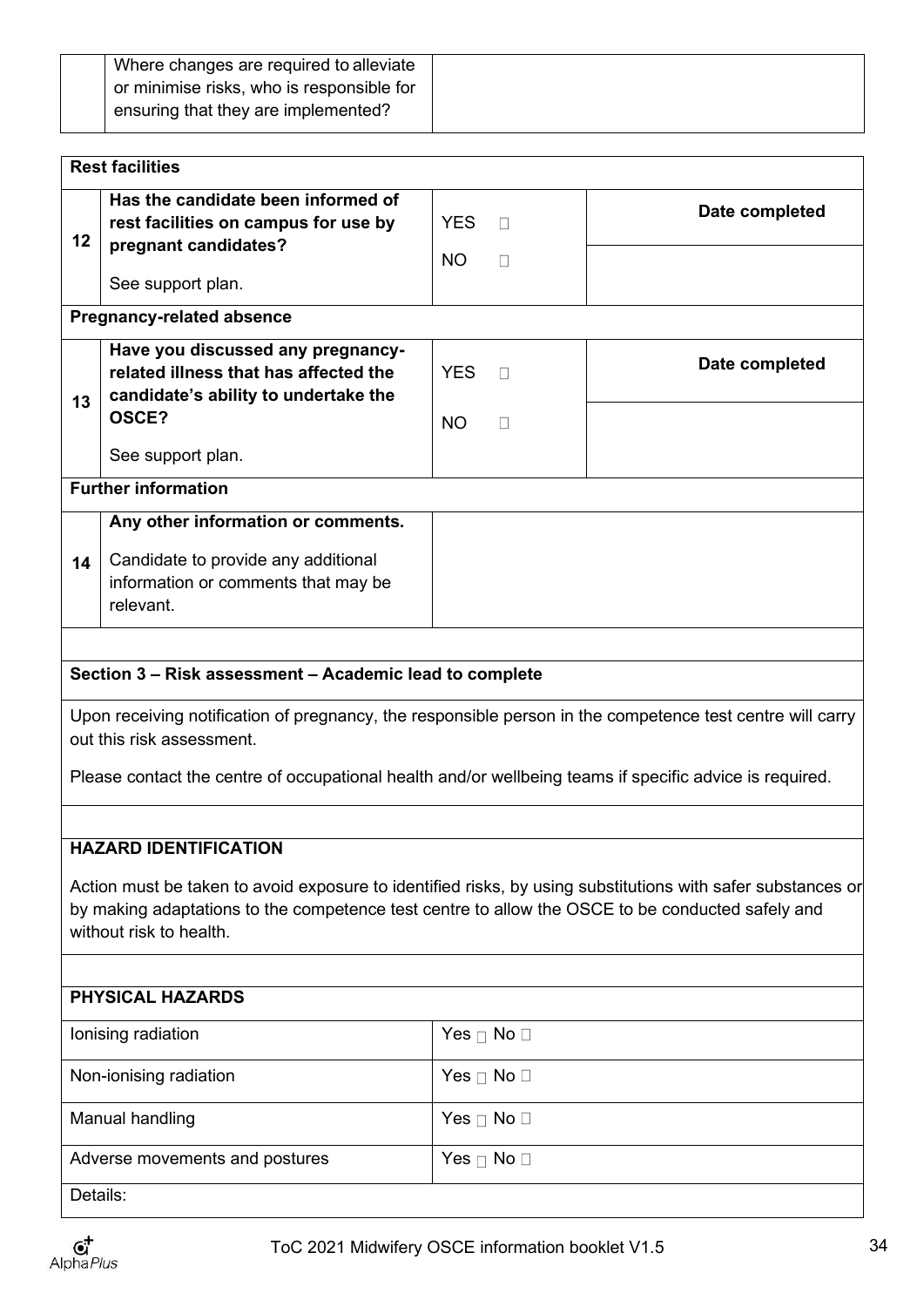| | | |
|---|---|---|
| | Where changes are required to alleviate or minimise risks, who is responsible for ensuring that they are implemented? | |

| | | | |
|---|---|---|---|
| **Rest facilities** | | | |
| 12 | **Has the candidate been informed of rest facilities on campus for use by pregnant candidates?** See support plan. | YES ☐ NO ☐ | **Date completed** |
| **Pregnancy-related absence** | | | |
| 13 | **Have you discussed any pregnancy-related illness that has affected the candidate's ability to undertake the OSCE?** See support plan. | YES ☐ NO ☐ | **Date completed** |
| **Further information** | | | |
| 14 | **Any other information or comments.** Candidate to provide any additional information or comments that may be relevant. | | |

**Section 3 – Risk assessment – Academic lead to complete**

Upon receiving notification of pregnancy, the responsible person in the competence test centre will carry out this risk assessment.

Please contact the centre of occupational health and/or wellbeing teams if specific advice is required.

**HAZARD IDENTIFICATION**

Action must be taken to avoid exposure to identified risks, by using substitutions with safer substances or by making adaptations to the competence test centre to allow the OSCE to be conducted safely and without risk to health.

| **PHYSICAL HAZARDS** | |
|---|---|
| Ionising radiation | Yes ☐ No ☐ |
| Non-ionising radiation | Yes ☐ No ☐ |
| Manual handling | Yes ☐ No ☐ |
| Adverse movements and postures | Yes ☐ No ☐ |
| Details: | |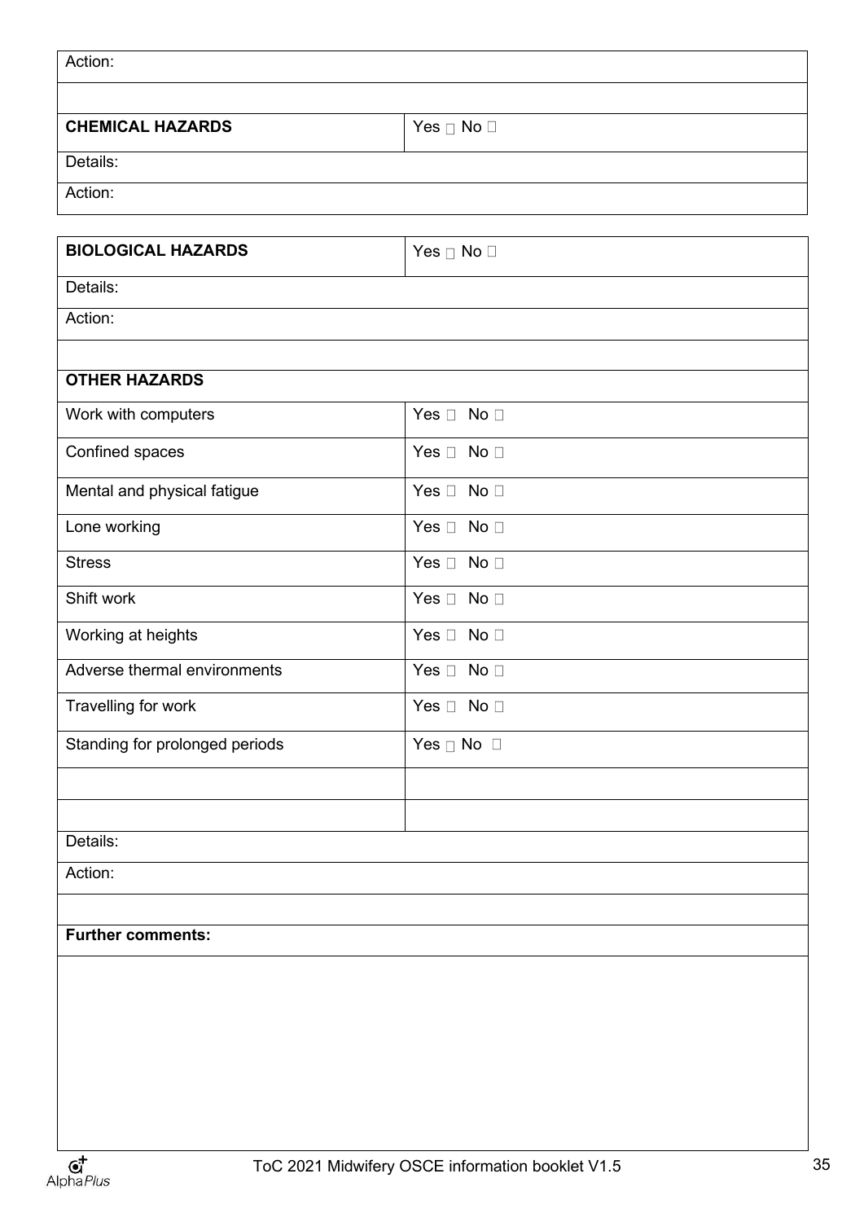| Action: | |
|---|---|
| | |
| **CHEMICAL HAZARDS** | Yes ☐ No ☐ |
| Details: | |
| Action: | |

| **BIOLOGICAL HAZARDS** | Yes ☐ No ☐ |
|---|---|
| Details: | |
| Action: | |
| | |
| **OTHER HAZARDS** | |
| Work with computers | Yes ☐ No ☐ |
| Confined spaces | Yes ☐ No ☐ |
| Mental and physical fatigue | Yes ☐ No ☐ |
| Lone working | Yes ☐ No ☐ |
| Stress | Yes ☐ No ☐ |
| Shift work | Yes ☐ No ☐ |
| Working at heights | Yes ☐ No ☐ |
| Adverse thermal environments | Yes ☐ No ☐ |
| Travelling for work | Yes ☐ No ☐ |
| Standing for prolonged periods | Yes ☐ No ☐ |
| | |
| | |
| Details: | |
| Action: | |
| | |
| **Further comments:** | |
| | |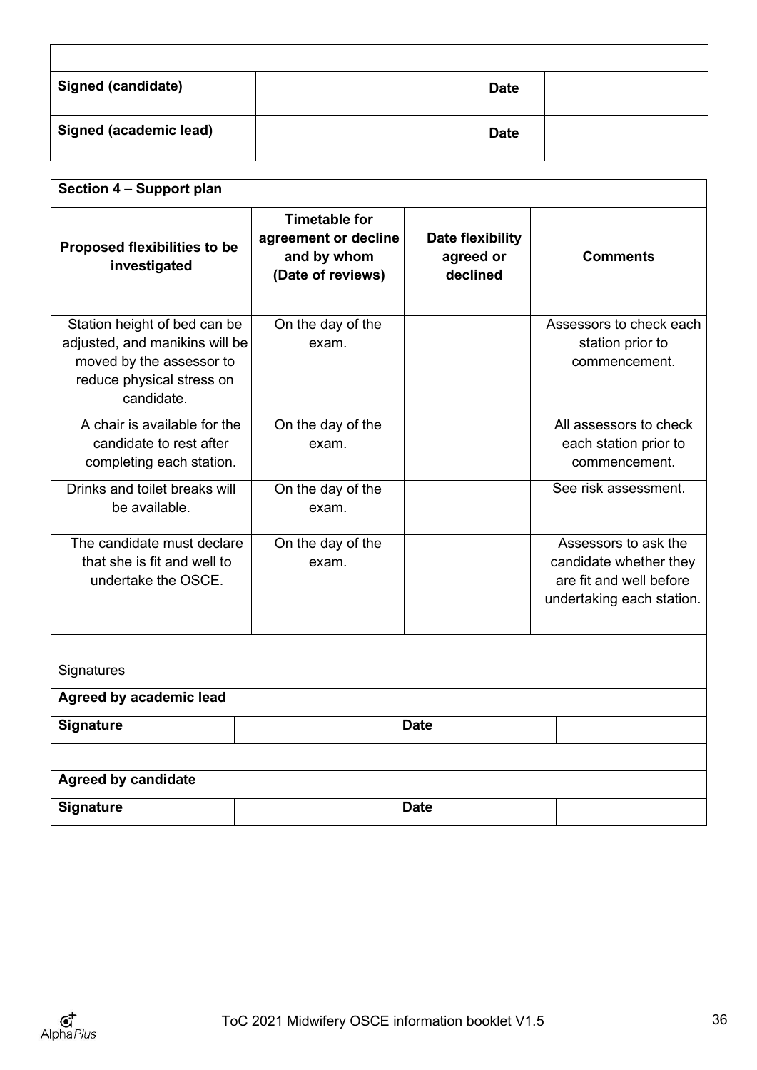| | | | |
|---|---|---|---|
| **Signed (candidate)** | | **Date** | |
| **Signed (academic lead)** | | **Date** | |

**Section 4 – Support plan**

| Proposed flexibilities to be investigated | Timetable for agreement or decline and by whom (Date of reviews) | Date flexibility agreed or declined | Comments |
|---|---|---|---|
| Station height of bed can be adjusted, and manikins will be moved by the assessor to reduce physical stress on candidate. | On the day of the exam. | | Assessors to check each station prior to commencement. |
| A chair is available for the candidate to rest after completing each station. | On the day of the exam. | | All assessors to check each station prior to commencement. |
| Drinks and toilet breaks will be available. | On the day of the exam. | | See risk assessment. |
| The candidate must declare that she is fit and well to undertake the OSCE. | On the day of the exam. | | Assessors to ask the candidate whether they are fit and well before undertaking each station. |

Signatures

**Agreed by academic lead**

| | | | |
|---|---|---|---|
| **Signature** | | **Date** | |

**Agreed by candidate**

| | | | |
|---|---|---|---|
| **Signature** | | **Date** | |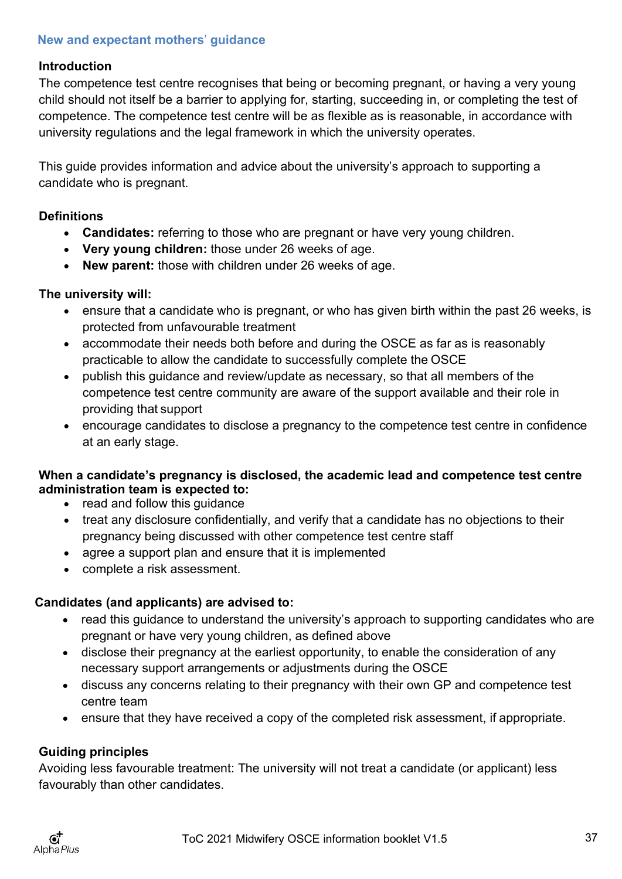## New and expectant mothers' guidance

### Introduction

The competence test centre recognises that being or becoming pregnant, or having a very young child should not itself be a barrier to applying for, starting, succeeding in, or completing the test of competence. The competence test centre will be as flexible as is reasonable, in accordance with university regulations and the legal framework in which the university operates.

This guide provides information and advice about the university's approach to supporting a candidate who is pregnant.

### Definitions

- **Candidates:** referring to those who are pregnant or have very young children.
- **Very young children:** those under 26 weeks of age.
- **New parent:** those with children under 26 weeks of age.

### The university will:

- ensure that a candidate who is pregnant, or who has given birth within the past 26 weeks, is protected from unfavourable treatment
- accommodate their needs both before and during the OSCE as far as is reasonably practicable to allow the candidate to successfully complete the OSCE
- publish this guidance and review/update as necessary, so that all members of the competence test centre community are aware of the support available and their role in providing that support
- encourage candidates to disclose a pregnancy to the competence test centre in confidence at an early stage.

### When a candidate's pregnancy is disclosed, the academic lead and competence test centre administration team is expected to:

- read and follow this guidance
- treat any disclosure confidentially, and verify that a candidate has no objections to their pregnancy being discussed with other competence test centre staff
- agree a support plan and ensure that it is implemented
- complete a risk assessment.

### Candidates (and applicants) are advised to:

- read this guidance to understand the university's approach to supporting candidates who are pregnant or have very young children, as defined above
- disclose their pregnancy at the earliest opportunity, to enable the consideration of any necessary support arrangements or adjustments during the OSCE
- discuss any concerns relating to their pregnancy with their own GP and competence test centre team
- ensure that they have received a copy of the completed risk assessment, if appropriate.

### Guiding principles

Avoiding less favourable treatment: The university will not treat a candidate (or applicant) less favourably than other candidates.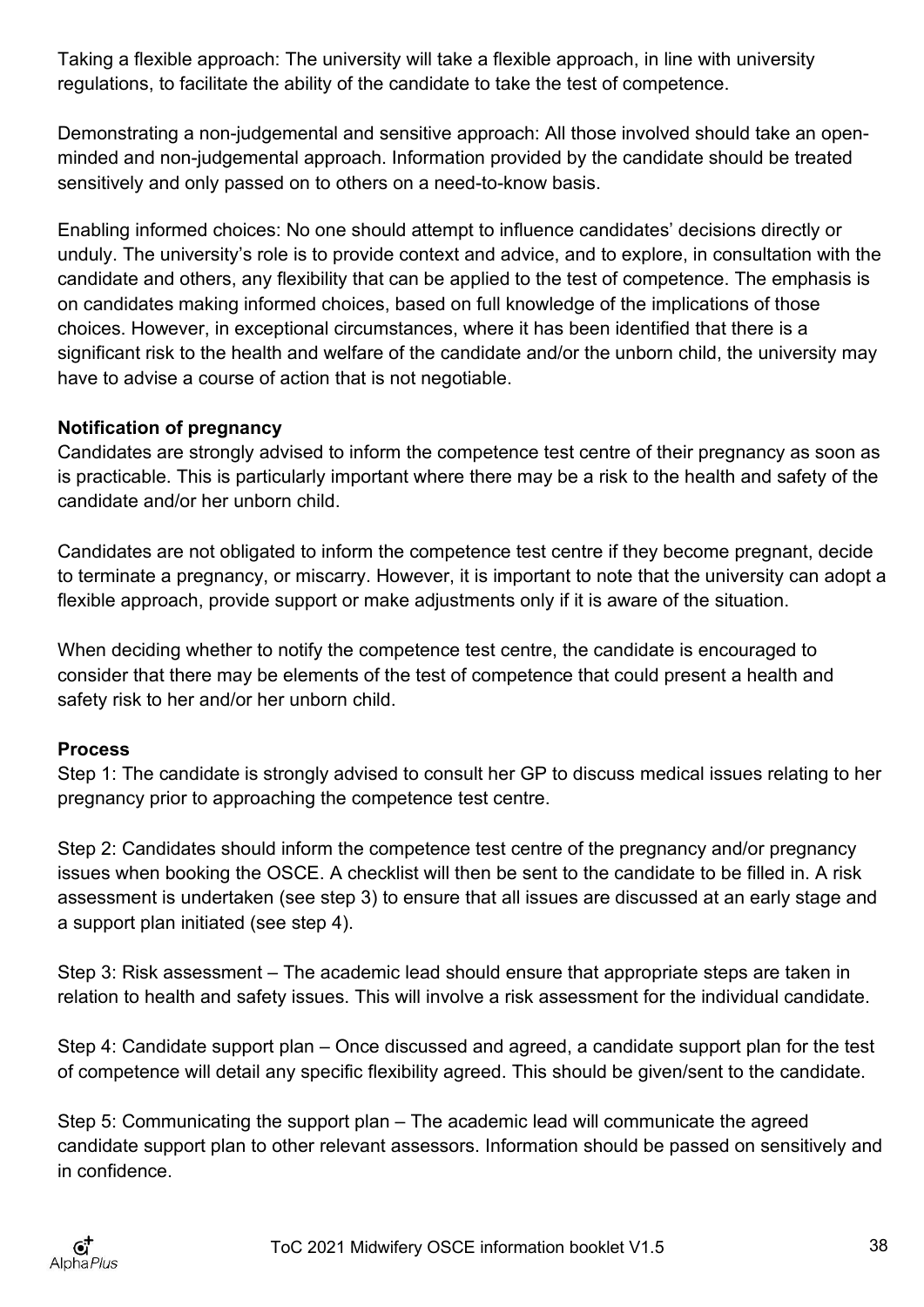Taking a flexible approach: The university will take a flexible approach, in line with university regulations, to facilitate the ability of the candidate to take the test of competence.

Demonstrating a non-judgemental and sensitive approach: All those involved should take an open-minded and non-judgemental approach. Information provided by the candidate should be treated sensitively and only passed on to others on a need-to-know basis.

Enabling informed choices: No one should attempt to influence candidates' decisions directly or unduly. The university's role is to provide context and advice, and to explore, in consultation with the candidate and others, any flexibility that can be applied to the test of competence. The emphasis is on candidates making informed choices, based on full knowledge of the implications of those choices. However, in exceptional circumstances, where it has been identified that there is a significant risk to the health and welfare of the candidate and/or the unborn child, the university may have to advise a course of action that is not negotiable.

**Notification of pregnancy**

Candidates are strongly advised to inform the competence test centre of their pregnancy as soon as is practicable. This is particularly important where there may be a risk to the health and safety of the candidate and/or her unborn child.

Candidates are not obligated to inform the competence test centre if they become pregnant, decide to terminate a pregnancy, or miscarry. However, it is important to note that the university can adopt a flexible approach, provide support or make adjustments only if it is aware of the situation.

When deciding whether to notify the competence test centre, the candidate is encouraged to consider that there may be elements of the test of competence that could present a health and safety risk to her and/or her unborn child.

**Process**

Step 1: The candidate is strongly advised to consult her GP to discuss medical issues relating to her pregnancy prior to approaching the competence test centre.

Step 2: Candidates should inform the competence test centre of the pregnancy and/or pregnancy issues when booking the OSCE. A checklist will then be sent to the candidate to be filled in. A risk assessment is undertaken (see step 3) to ensure that all issues are discussed at an early stage and a support plan initiated (see step 4).

Step 3: Risk assessment – The academic lead should ensure that appropriate steps are taken in relation to health and safety issues. This will involve a risk assessment for the individual candidate.

Step 4: Candidate support plan – Once discussed and agreed, a candidate support plan for the test of competence will detail any specific flexibility agreed. This should be given/sent to the candidate.

Step 5: Communicating the support plan – The academic lead will communicate the agreed candidate support plan to other relevant assessors. Information should be passed on sensitively and in confidence.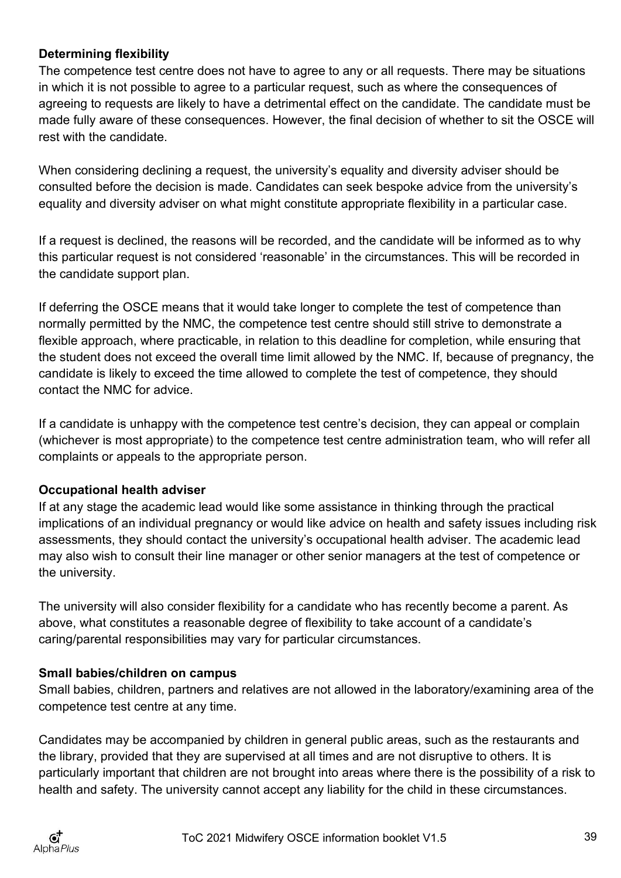**Determining flexibility**

The competence test centre does not have to agree to any or all requests. There may be situations in which it is not possible to agree to a particular request, such as where the consequences of agreeing to requests are likely to have a detrimental effect on the candidate. The candidate must be made fully aware of these consequences. However, the final decision of whether to sit the OSCE will rest with the candidate.

When considering declining a request, the university's equality and diversity adviser should be consulted before the decision is made. Candidates can seek bespoke advice from the university's equality and diversity adviser on what might constitute appropriate flexibility in a particular case.

If a request is declined, the reasons will be recorded, and the candidate will be informed as to why this particular request is not considered 'reasonable' in the circumstances. This will be recorded in the candidate support plan.

If deferring the OSCE means that it would take longer to complete the test of competence than normally permitted by the NMC, the competence test centre should still strive to demonstrate a flexible approach, where practicable, in relation to this deadline for completion, while ensuring that the student does not exceed the overall time limit allowed by the NMC. If, because of pregnancy, the candidate is likely to exceed the time allowed to complete the test of competence, they should contact the NMC for advice.

If a candidate is unhappy with the competence test centre's decision, they can appeal or complain (whichever is most appropriate) to the competence test centre administration team, who will refer all complaints or appeals to the appropriate person.

**Occupational health adviser**

If at any stage the academic lead would like some assistance in thinking through the practical implications of an individual pregnancy or would like advice on health and safety issues including risk assessments, they should contact the university's occupational health adviser. The academic lead may also wish to consult their line manager or other senior managers at the test of competence or the university.

The university will also consider flexibility for a candidate who has recently become a parent. As above, what constitutes a reasonable degree of flexibility to take account of a candidate's caring/parental responsibilities may vary for particular circumstances.

**Small babies/children on campus**

Small babies, children, partners and relatives are not allowed in the laboratory/examining area of the competence test centre at any time.

Candidates may be accompanied by children in general public areas, such as the restaurants and the library, provided that they are supervised at all times and are not disruptive to others. It is particularly important that children are not brought into areas where there is the possibility of a risk to health and safety. The university cannot accept any liability for the child in these circumstances.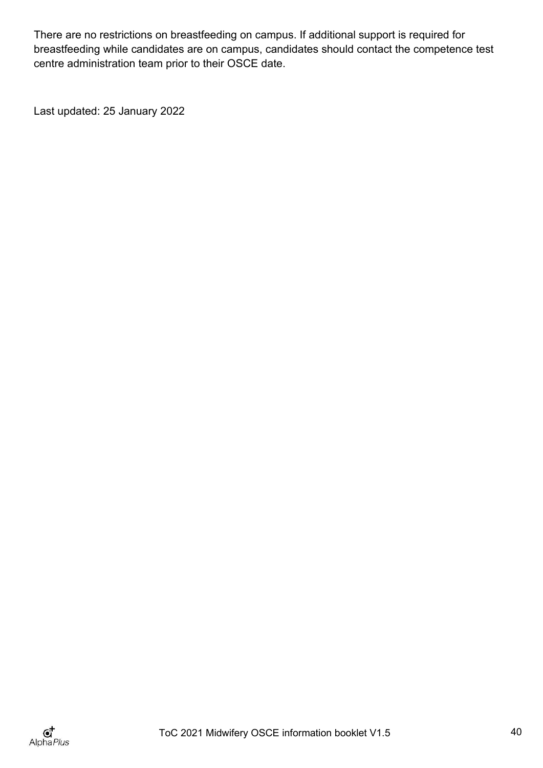There are no restrictions on breastfeeding on campus. If additional support is required for breastfeeding while candidates are on campus, candidates should contact the competence test centre administration team prior to their OSCE date.

Last updated: 25 January 2022